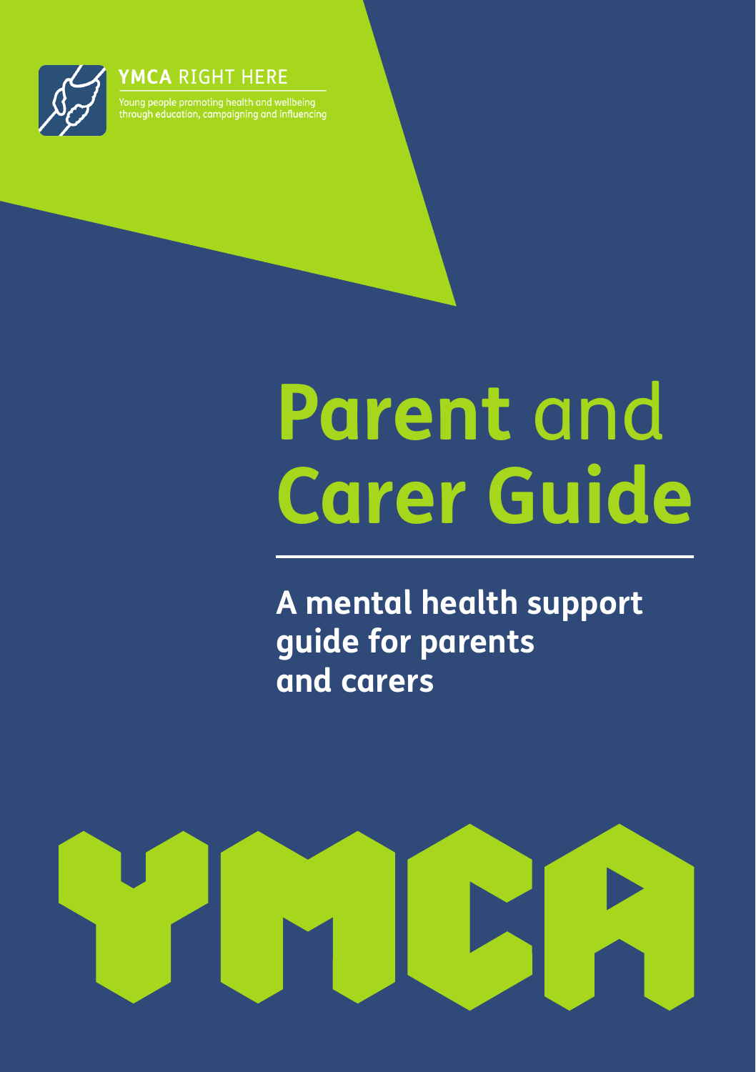**YMCA** RIGHT HERE

Young people promoting health and wellbeing through education, campaigning and influencing

# Parent and Carer Guide

## A mental health support guide for parents and carers

YMCA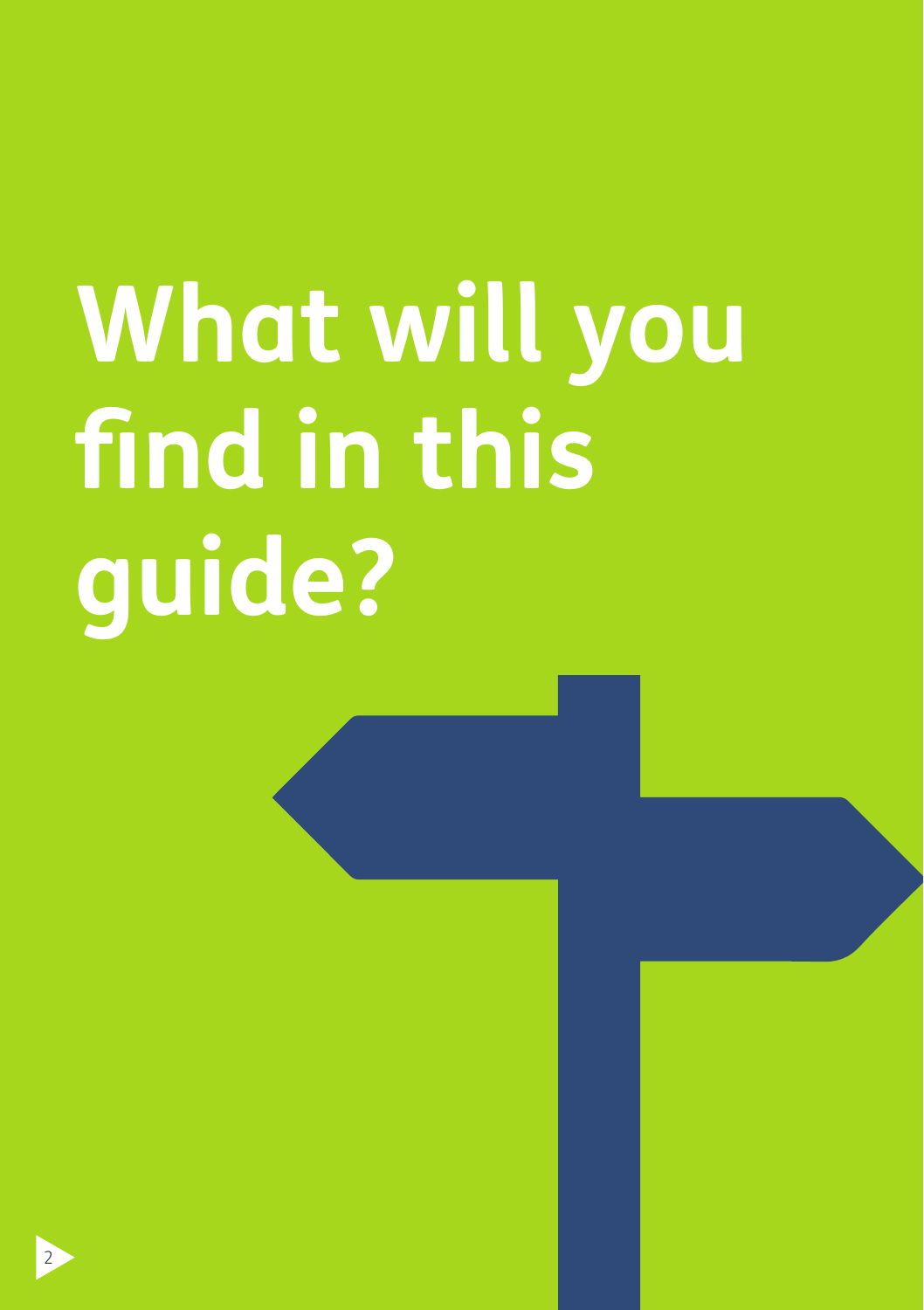# What will you find in this guide?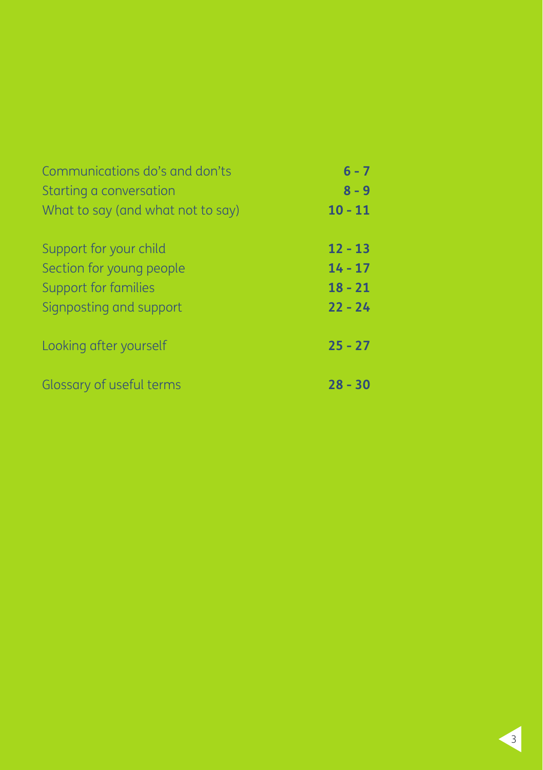| | |
|---|---|
| Communications do's and don'ts | **6 - 7** |
| Starting a conversation | **8 - 9** |
| What to say (and what not to say) | **10 - 11** |
| | |
| Support for your child | **12 - 13** |
| Section for young people | **14 - 17** |
| Support for families | **18 - 21** |
| Signposting and support | **22 - 24** |
| | |
| Looking after yourself | **25 - 27** |
| | |
| Glossary of useful terms | **28 - 30** |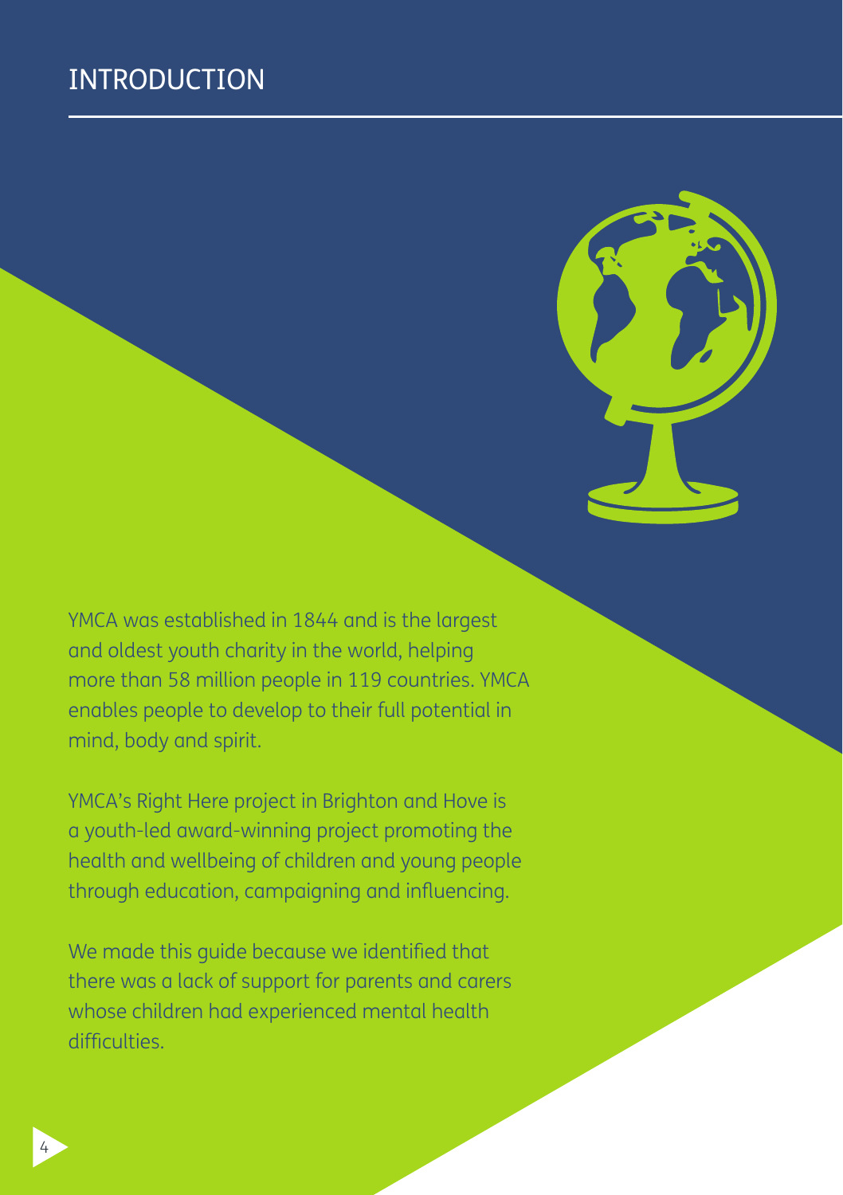# INTRODUCTION

YMCA was established in 1844 and is the largest and oldest youth charity in the world, helping more than 58 million people in 119 countries. YMCA enables people to develop to their full potential in mind, body and spirit.

YMCA's Right Here project in Brighton and Hove is a youth-led award-winning project promoting the health and wellbeing of children and young people through education, campaigning and influencing.

We made this guide because we identified that there was a lack of support for parents and carers whose children had experienced mental health difficulties.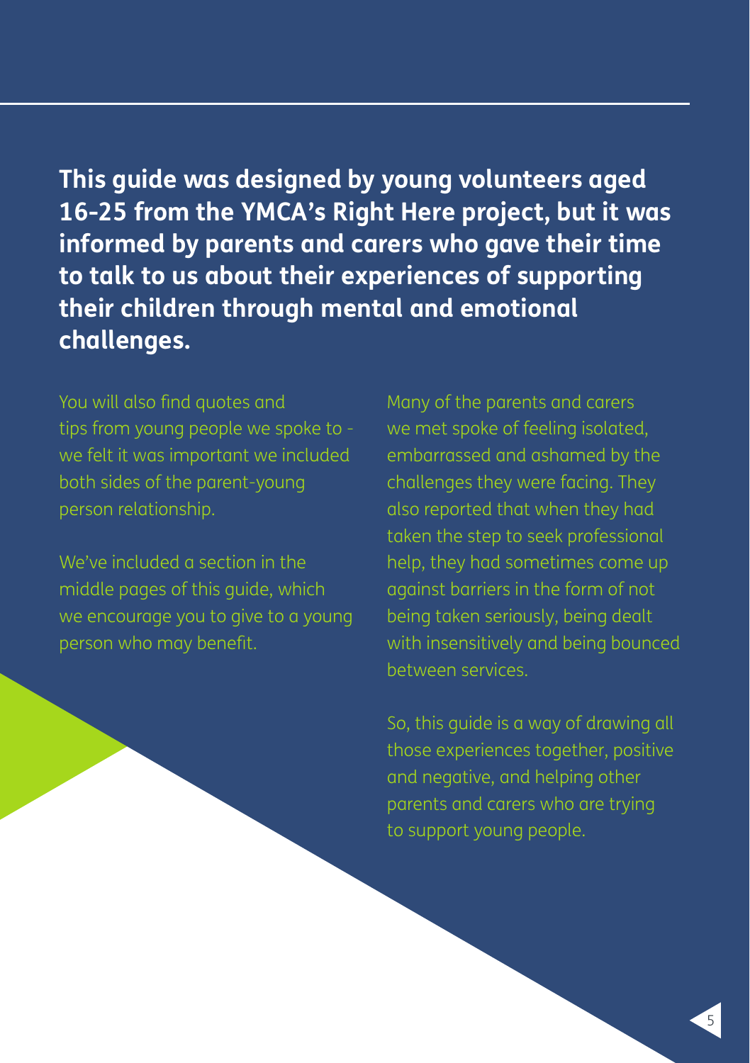**This guide was designed by young volunteers aged 16-25 from the YMCA's Right Here project, but it was informed by parents and carers who gave their time to talk to us about their experiences of supporting their children through mental and emotional challenges.**

You will also find quotes and tips from young people we spoke to - we felt it was important we included both sides of the parent-young person relationship.

We've included a section in the middle pages of this guide, which we encourage you to give to a young person who may benefit.

Many of the parents and carers we met spoke of feeling isolated, embarrassed and ashamed by the challenges they were facing. They also reported that when they had taken the step to seek professional help, they had sometimes come up against barriers in the form of not being taken seriously, being dealt with insensitively and being bounced between services.

So, this guide is a way of drawing all those experiences together, positive and negative, and helping other parents and carers who are trying to support young people.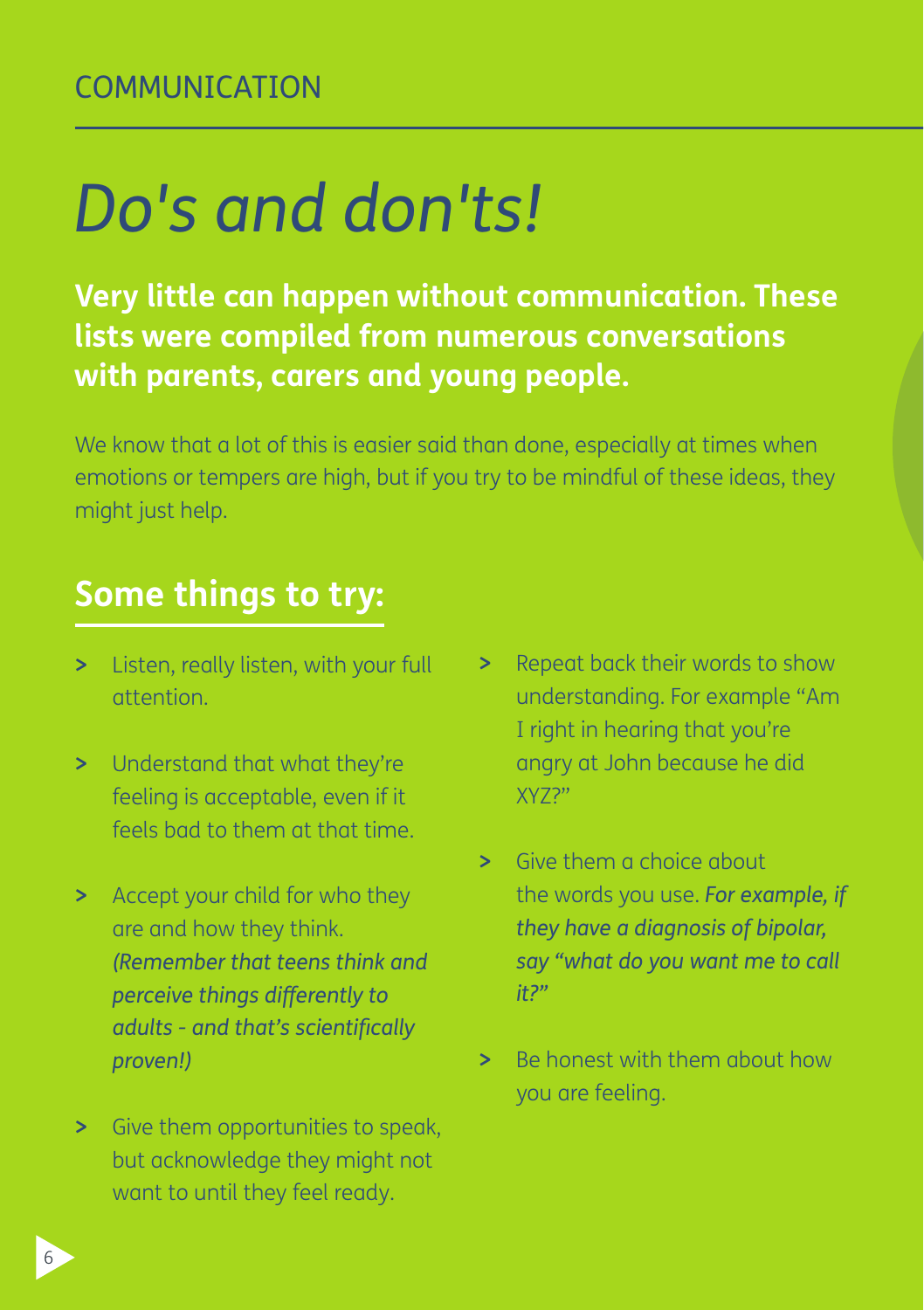COMMUNICATION

# *Do's and don'ts!*

**Very little can happen without communication. These lists were compiled from numerous conversations with parents, carers and young people.**

We know that a lot of this is easier said than done, especially at times when emotions or tempers are high, but if you try to be mindful of these ideas, they might just help.

## Some things to try:

- Listen, really listen, with your full attention.
- Understand that what they're feeling is acceptable, even if it feels bad to them at that time.
- Accept your child for who they are and how they think. *(Remember that teens think and perceive things differently to adults - and that's scientifically proven!)*
- Give them opportunities to speak, but acknowledge they might not want to until they feel ready.
- Repeat back their words to show understanding. For example "Am I right in hearing that you're angry at John because he did XYZ?"
- Give them a choice about the words you use. *For example, if they have a diagnosis of bipolar, say "what do you want me to call it?"*
- Be honest with them about how you are feeling.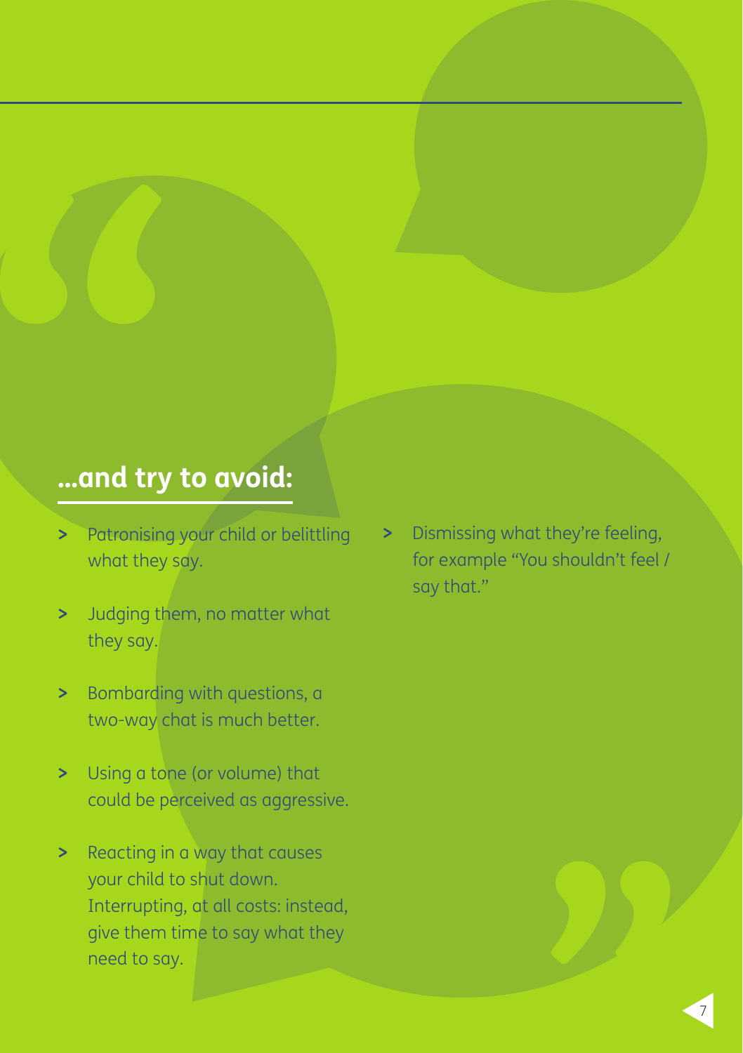## ...and try to avoid:

- Patronising your child or belittling what they say.
- Judging them, no matter what they say.
- Bombarding with questions, a two-way chat is much better.
- Using a tone (or volume) that could be perceived as aggressive.
- Reacting in a way that causes your child to shut down. Interrupting, at all costs: instead, give them time to say what they need to say.
- Dismissing what they're feeling, for example "You shouldn't feel / say that."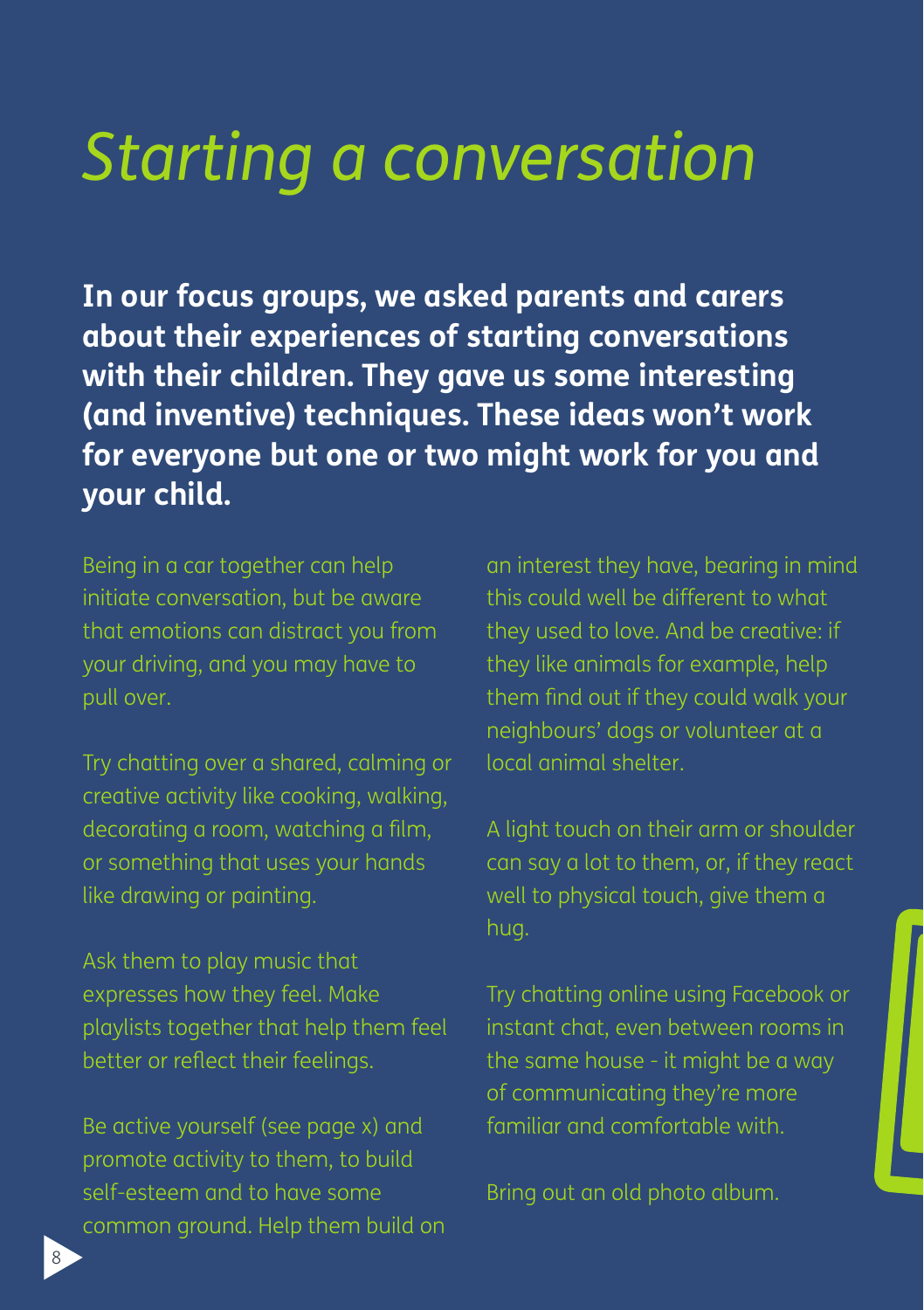# *Starting a conversation*

**In our focus groups, we asked parents and carers about their experiences of starting conversations with their children. They gave us some interesting (and inventive) techniques. These ideas won't work for everyone but one or two might work for you and your child.**

Being in a car together can help initiate conversation, but be aware that emotions can distract you from your driving, and you may have to pull over.

Try chatting over a shared, calming or creative activity like cooking, walking, decorating a room, watching a film, or something that uses your hands like drawing or painting.

Ask them to play music that expresses how they feel. Make playlists together that help them feel better or reflect their feelings.

Be active yourself (see page x) and promote activity to them, to build self-esteem and to have some common ground. Help them build on an interest they have, bearing in mind this could well be different to what they used to love. And be creative: if they like animals for example, help them find out if they could walk your neighbours' dogs or volunteer at a local animal shelter.

A light touch on their arm or shoulder can say a lot to them, or, if they react well to physical touch, give them a hug.

Try chatting online using Facebook or instant chat, even between rooms in the same house - it might be a way of communicating they're more familiar and comfortable with.

Bring out an old photo album.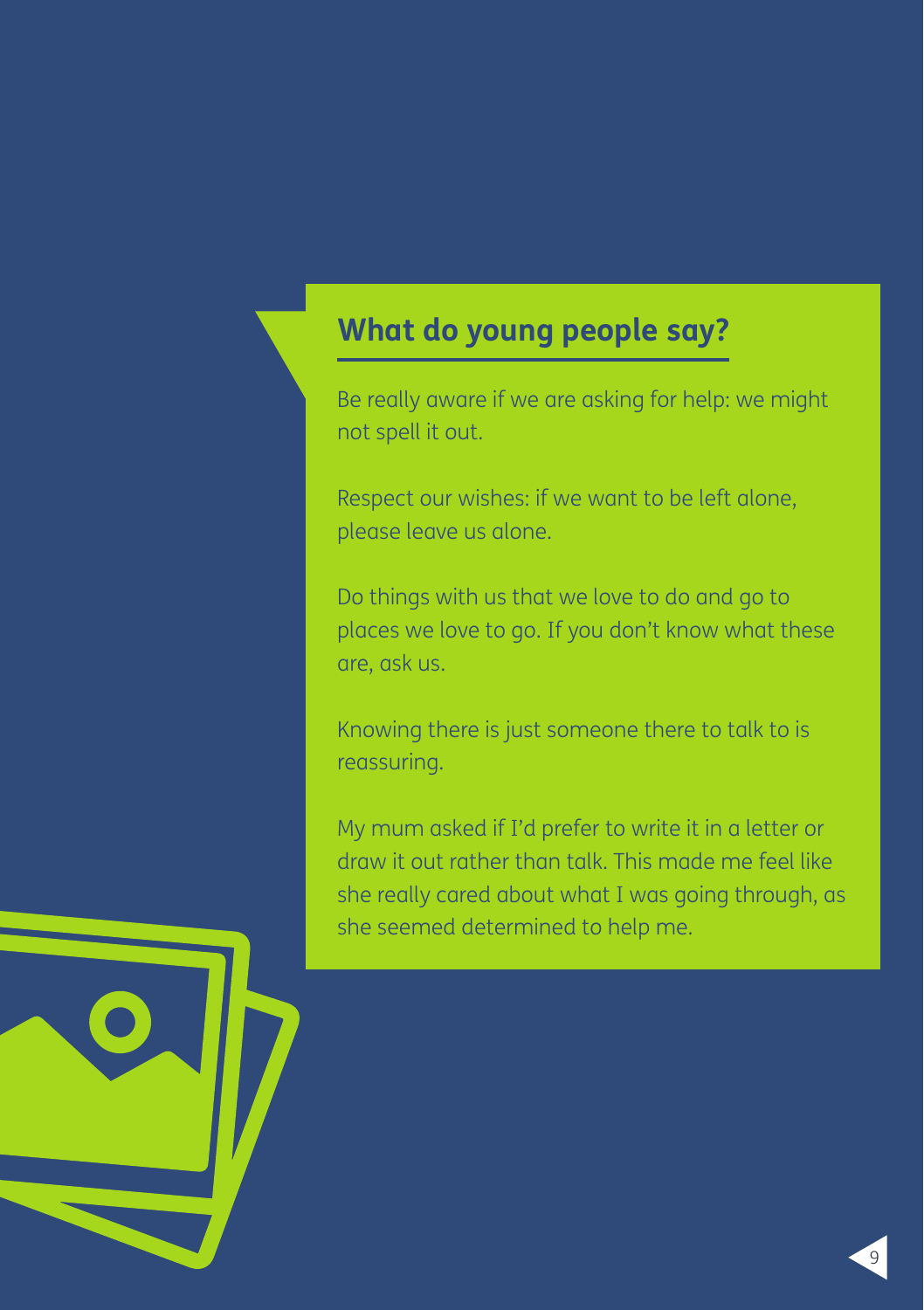## What do young people say?

Be really aware if we are asking for help: we might not spell it out.

Respect our wishes: if we want to be left alone, please leave us alone.

Do things with us that we love to do and go to places we love to go. If you don't know what these are, ask us.

Knowing there is just someone there to talk to is reassuring.

My mum asked if I'd prefer to write it in a letter or draw it out rather than talk. This made me feel like she really cared about what I was going through, as she seemed determined to help me.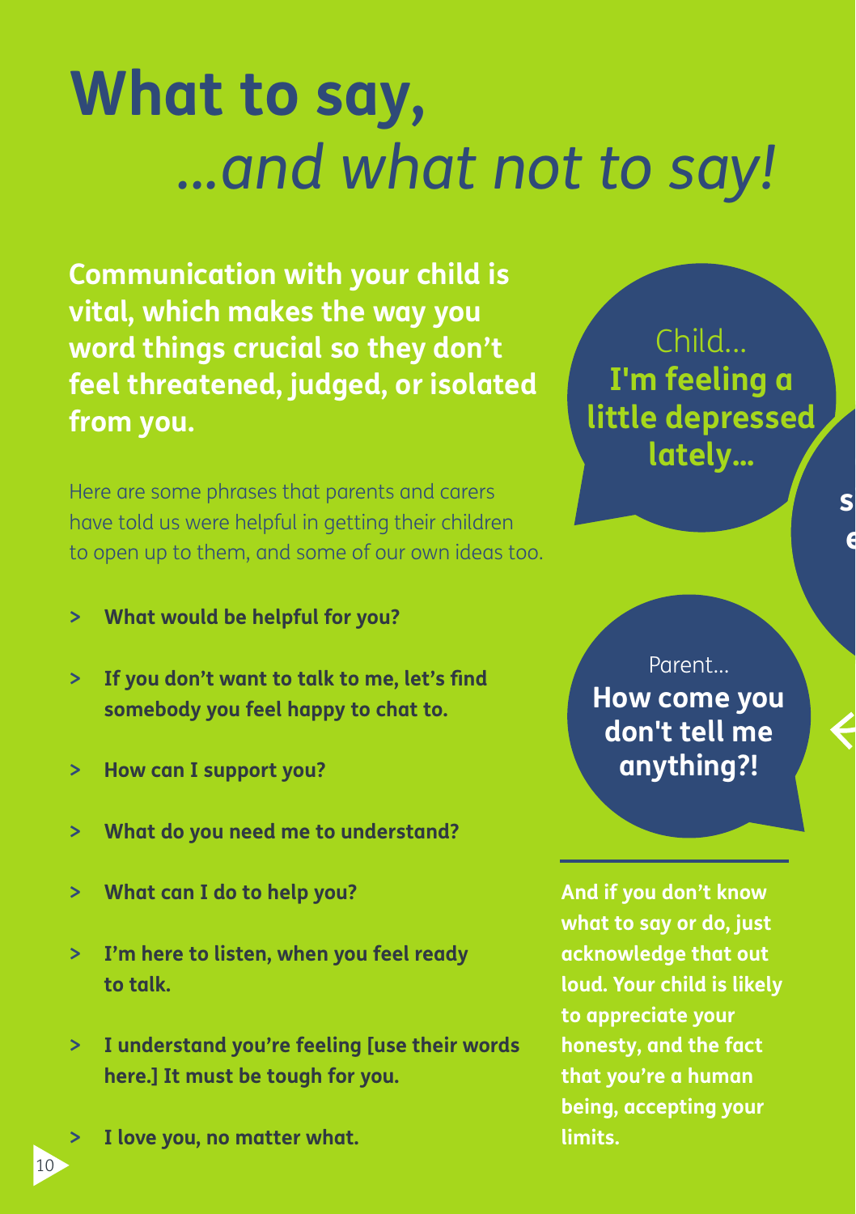# What to say,
## *...and what not to say!*

**Communication with your child is vital, which makes the way you word things crucial so they don't feel threatened, judged, or isolated from you.**

Here are some phrases that parents and carers have told us were helpful in getting their children to open up to them, and some of our own ideas too.

- **What would be helpful for you?**
- **If you don't want to talk to me, let's find somebody you feel happy to chat to.**
- **How can I support you?**
- **What do you need me to understand?**
- **What can I do to help you?**
- **I'm here to listen, when you feel ready to talk.**
- **I understand you're feeling [use their words here.] It must be tough for you.**
- **I love you, no matter what.**

Child...
**I'm feeling a little depressed lately...**

Parent...
**How come you don't tell me anything?!**

**And if you don't know what to say or do, just acknowledge that out loud. Your child is likely to appreciate your honesty, and the fact that you're a human being, accepting your limits.**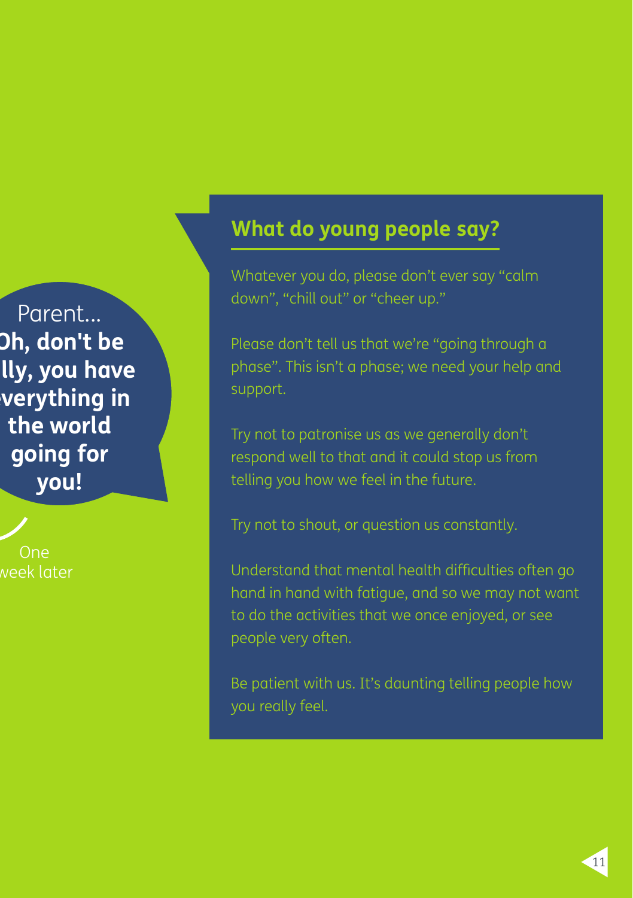Parent...

**Oh, don't be silly, you have everything in the world going for you!**

One week later

## What do young people say?

Whatever you do, please don't ever say "calm down", "chill out" or "cheer up."

Please don't tell us that we're "going through a phase". This isn't a phase; we need your help and support.

Try not to patronise us as we generally don't respond well to that and it could stop us from telling you how we feel in the future.

Try not to shout, or question us constantly.

Understand that mental health difficulties often go hand in hand with fatigue, and so we may not want to do the activities that we once enjoyed, or see people very often.

Be patient with us. It's daunting telling people how you really feel.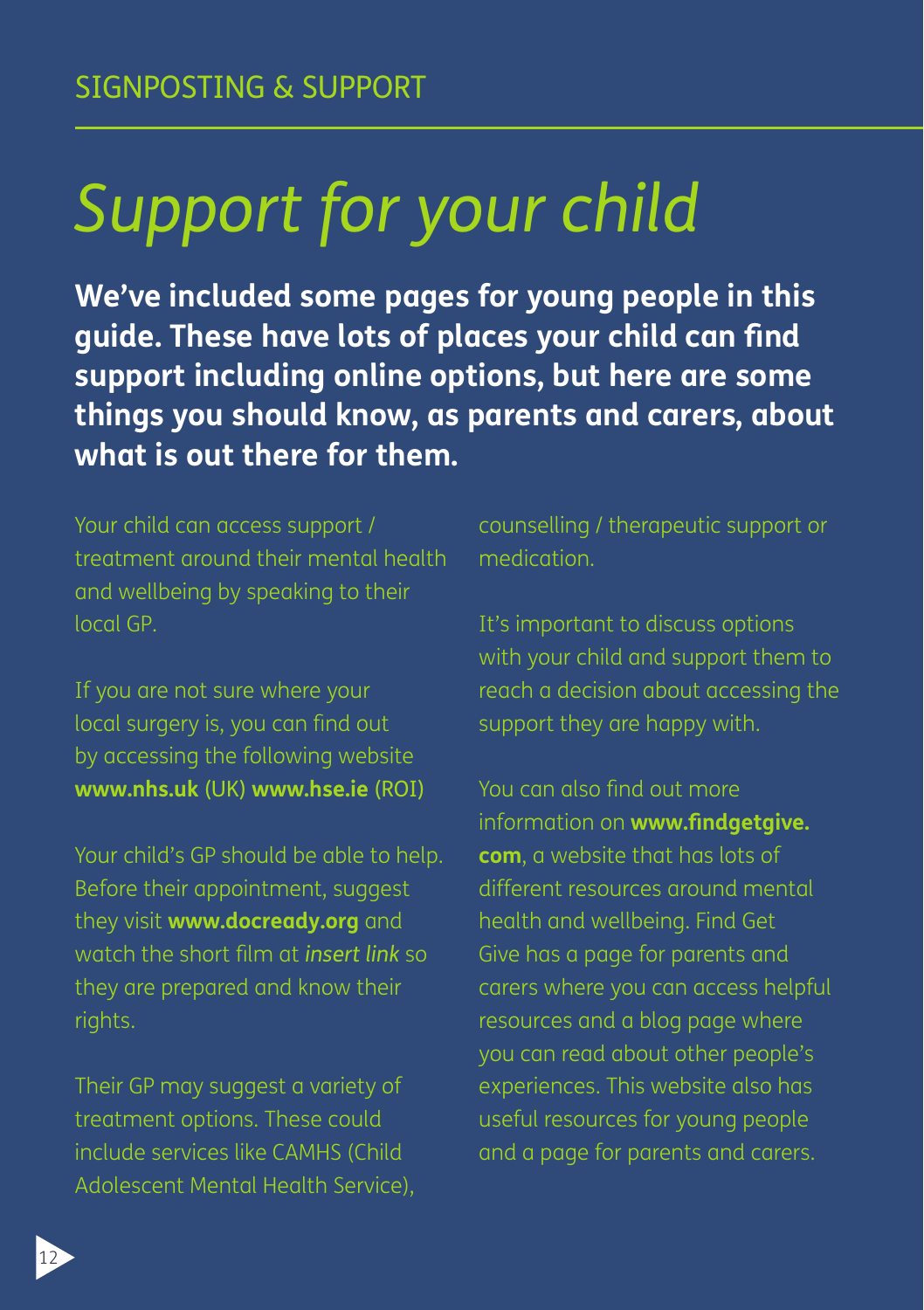SIGNPOSTING & SUPPORT

# *Support for your child*

**We've included some pages for young people in this guide. These have lots of places your child can find support including online options, but here are some things you should know, as parents and carers, about what is out there for them.**

Your child can access support / treatment around their mental health and wellbeing by speaking to their local GP.

If you are not sure where your local surgery is, you can find out by accessing the following website **www.nhs.uk** (UK) **www.hse.ie** (ROI)

Your child's GP should be able to help. Before their appointment, suggest they visit **www.docready.org** and watch the short film at ***insert link*** so they are prepared and know their rights.

Their GP may suggest a variety of treatment options. These could include services like CAMHS (Child Adolescent Mental Health Service), counselling / therapeutic support or medication.

It's important to discuss options with your child and support them to reach a decision about accessing the support they are happy with.

You can also find out more information on **www.findgetgive.com**, a website that has lots of different resources around mental health and wellbeing. Find Get Give has a page for parents and carers where you can access helpful resources and a blog page where you can read about other people's experiences. This website also has useful resources for young people and a page for parents and carers.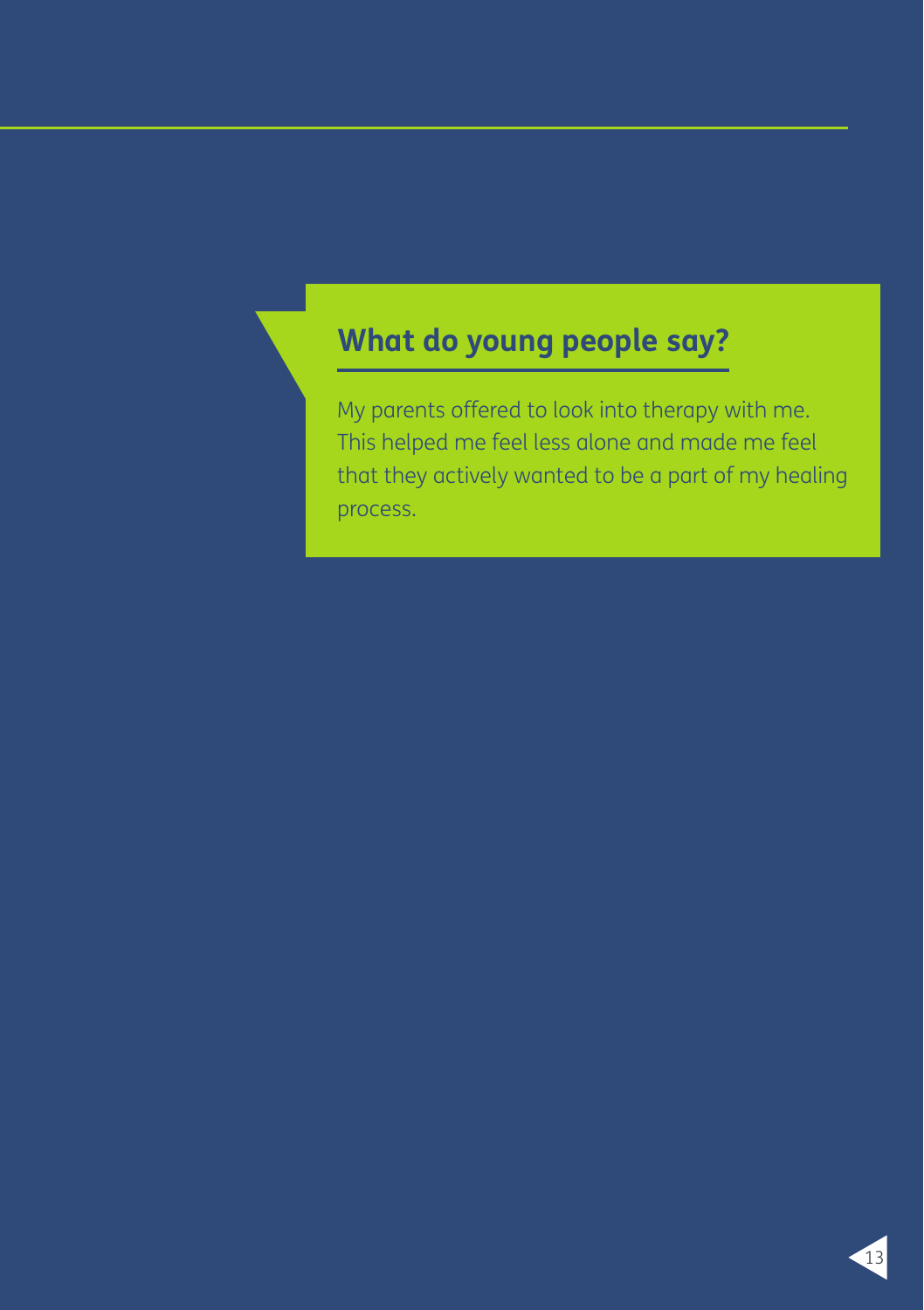## What do young people say?

My parents offered to look into therapy with me. This helped me feel less alone and made me feel that they actively wanted to be a part of my healing process.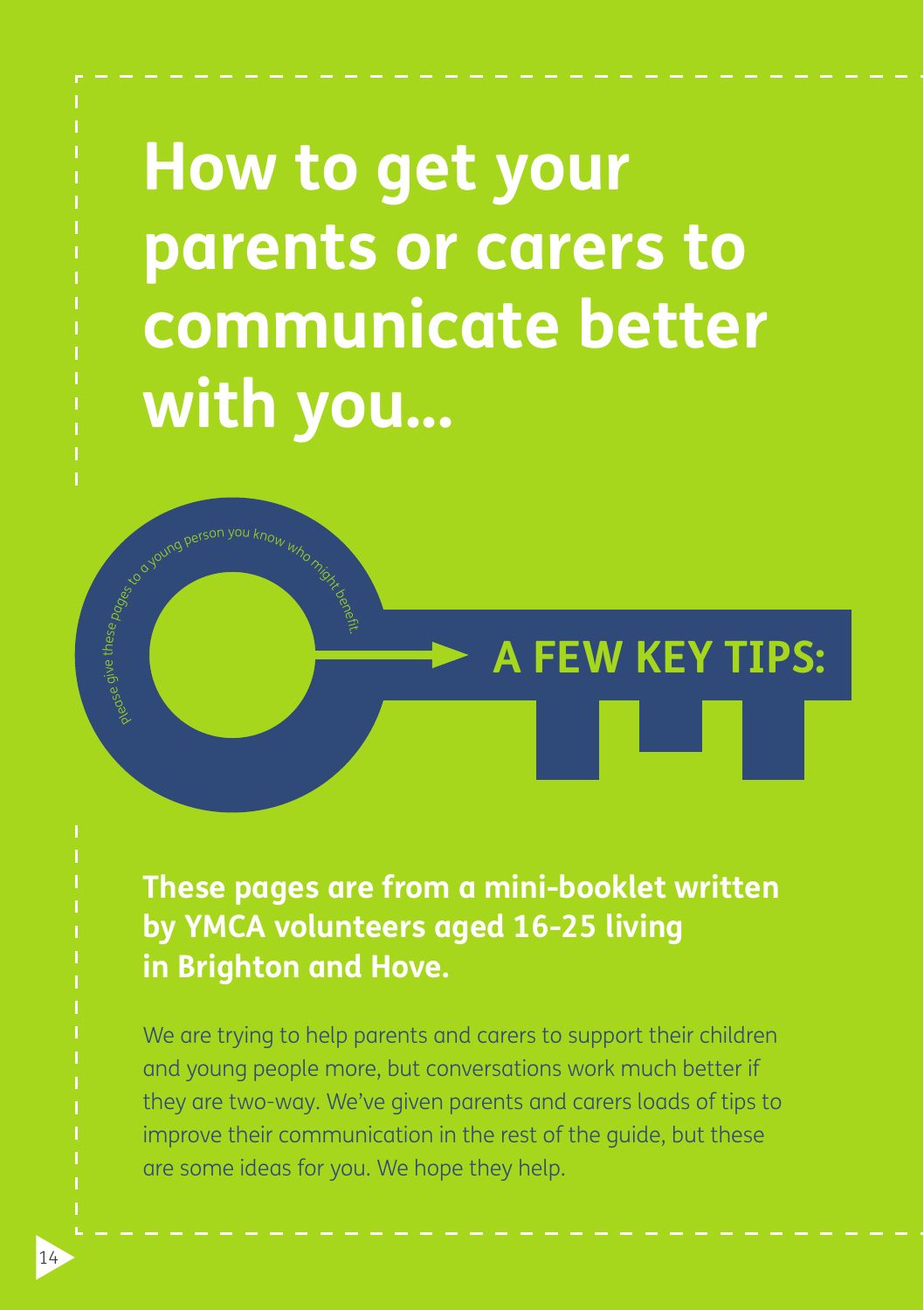# How to get your parents or carers to communicate better with you...

please give these pages to a young person you know who might benefit.

## A FEW KEY TIPS:

**These pages are from a mini-booklet written by YMCA volunteers aged 16-25 living in Brighton and Hove.**

We are trying to help parents and carers to support their children and young people more, but conversations work much better if they are two-way. We've given parents and carers loads of tips to improve their communication in the rest of the guide, but these are some ideas for you. We hope they help.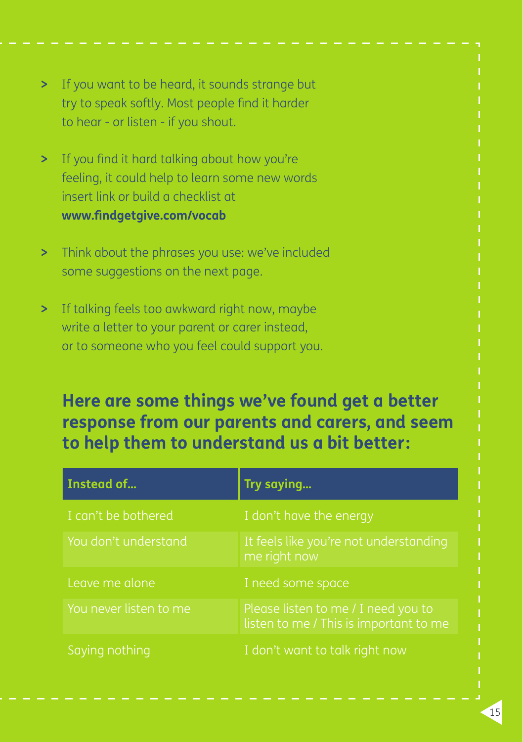- If you want to be heard, it sounds strange but try to speak softly. Most people find it harder to hear - or listen - if you shout.
- If you find it hard talking about how you're feeling, it could help to learn some new words insert link or build a checklist at **www.findgetgive.com/vocab**
- Think about the phrases you use: we've included some suggestions on the next page.
- If talking feels too awkward right now, maybe write a letter to your parent or carer instead, or to someone who you feel could support you.

## Here are some things we've found get a better response from our parents and carers, and seem to help them to understand us a bit better:

| Instead of... | Try saying... |
| --- | --- |
| I can't be bothered | I don't have the energy |
| You don't understand | It feels like you're not understanding me right now |
| Leave me alone | I need some space |
| You never listen to me | Please listen to me / I need you to listen to me / This is important to me |
| Saying nothing | I don't want to talk right now |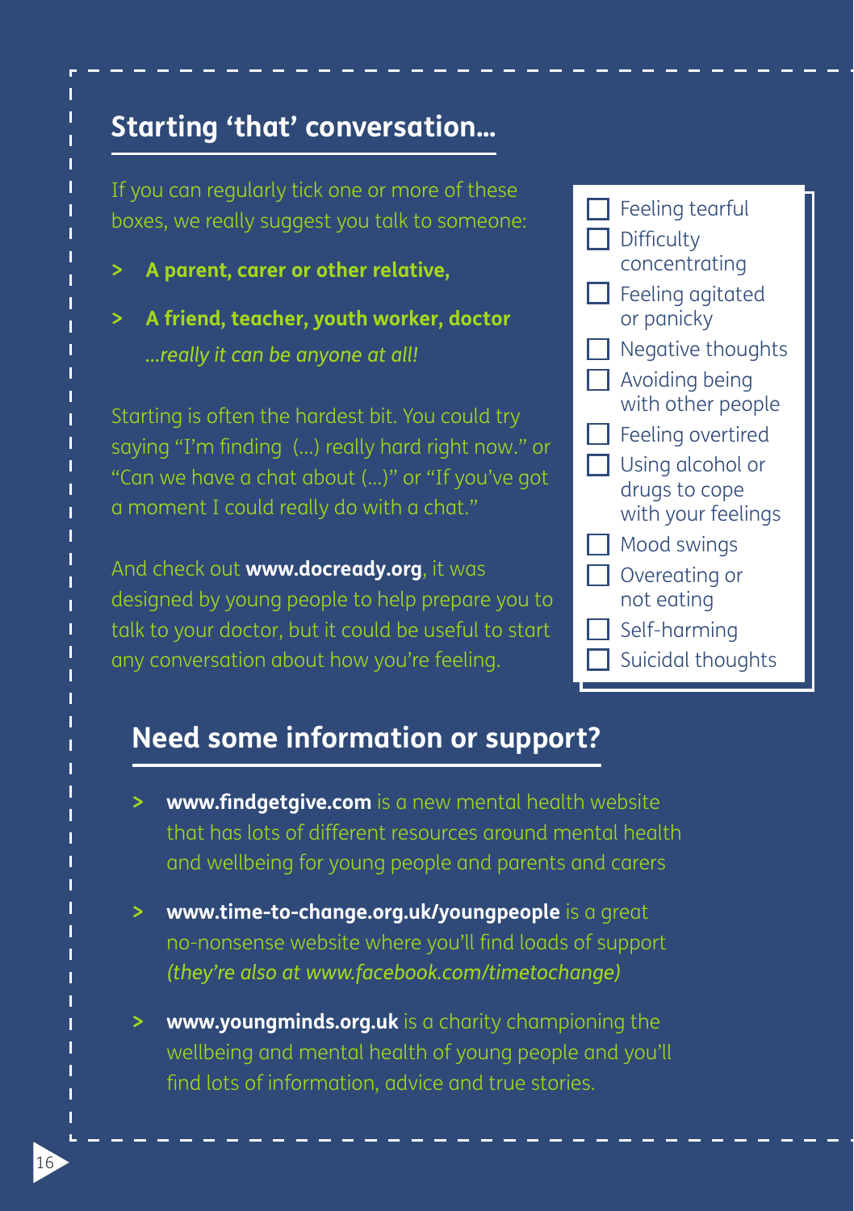## Starting 'that' conversation...

If you can regularly tick one or more of these boxes, we really suggest you talk to someone:

- **A parent, carer or other relative,**
- **A friend, teacher, youth worker, doctor** *...really it can be anyone at all!*

Starting is often the hardest bit. You could try saying "I'm finding (...) really hard right now." or "Can we have a chat about (...)" or "If you've got a moment I could really do with a chat."

And check out **www.docready.org**, it was designed by young people to help prepare you to talk to your doctor, but it could be useful to start any conversation about how you're feeling.

- [ ] Feeling tearful
- [ ] Difficulty concentrating
- [ ] Feeling agitated or panicky
- [ ] Negative thoughts
- [ ] Avoiding being with other people
- [ ] Feeling overtired
- [ ] Using alcohol or drugs to cope with your feelings
- [ ] Mood swings
- [ ] Overeating or not eating
- [ ] Self-harming
- [ ] Suicidal thoughts

## Need some information or support?

- **www.findgetgive.com** is a new mental health website that has lots of different resources around mental health and wellbeing for young people and parents and carers
- **www.time-to-change.org.uk/youngpeople** is a great no-nonsense website where you'll find loads of support *(they're also at www.facebook.com/timetochange)*
- **www.youngminds.org.uk** is a charity championing the wellbeing and mental health of young people and you'll find lots of information, advice and true stories.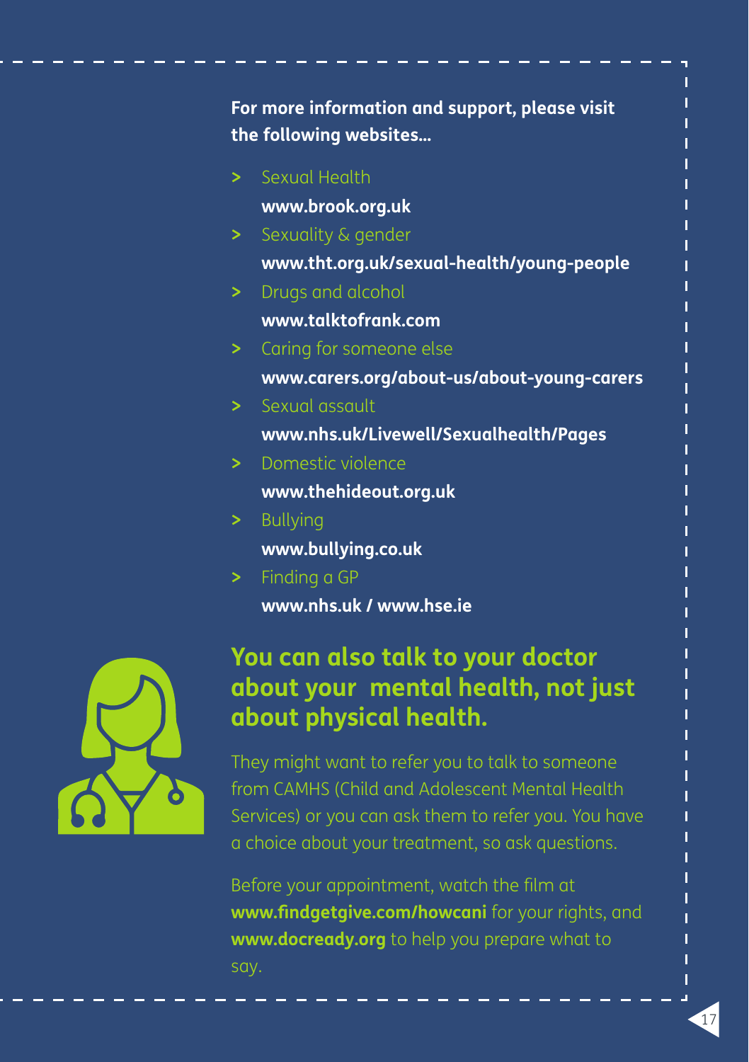**For more information and support, please visit the following websites...**

- Sexual Health
  **www.brook.org.uk**
- Sexuality & gender
  **www.tht.org.uk/sexual-health/young-people**
- Drugs and alcohol
  **www.talktofrank.com**
- Caring for someone else
  **www.carers.org/about-us/about-young-carers**
- Sexual assault
  **www.nhs.uk/Livewell/Sexualhealth/Pages**
- Domestic violence
  **www.thehideout.org.uk**
- Bullying
  **www.bullying.co.uk**
- Finding a GP
  **www.nhs.uk / www.hse.ie**

## You can also talk to your doctor about your mental health, not just about physical health.

They might want to refer you to talk to someone from CAMHS (Child and Adolescent Mental Health Services) or you can ask them to refer you. You have a choice about your treatment, so ask questions.

Before your appointment, watch the film at **www.findgetgive.com/howcani** for your rights, and **www.docready.org** to help you prepare what to say.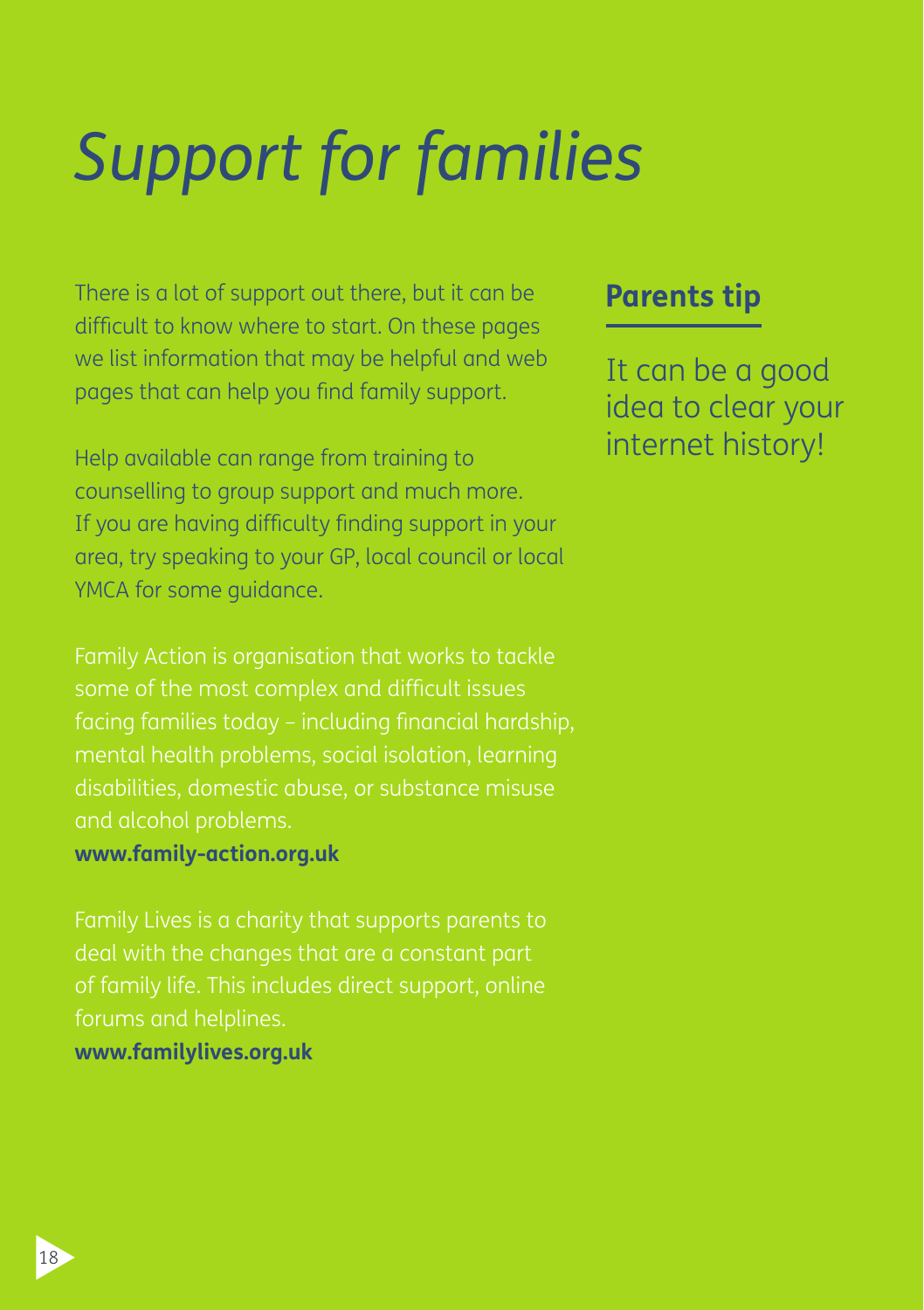# *Support for families*

There is a lot of support out there, but it can be difficult to know where to start. On these pages we list information that may be helpful and web pages that can help you find family support.

Help available can range from training to counselling to group support and much more. If you are having difficulty finding support in your area, try speaking to your GP, local council or local YMCA for some guidance.

Family Action is organisation that works to tackle some of the most complex and difficult issues facing families today – including financial hardship, mental health problems, social isolation, learning disabilities, domestic abuse, or substance misuse and alcohol problems.
**www.family-action.org.uk**

Family Lives is a charity that supports parents to deal with the changes that are a constant part of family life. This includes direct support, online forums and helplines.
**www.familylives.org.uk**

## Parents tip

It can be a good idea to clear your internet history!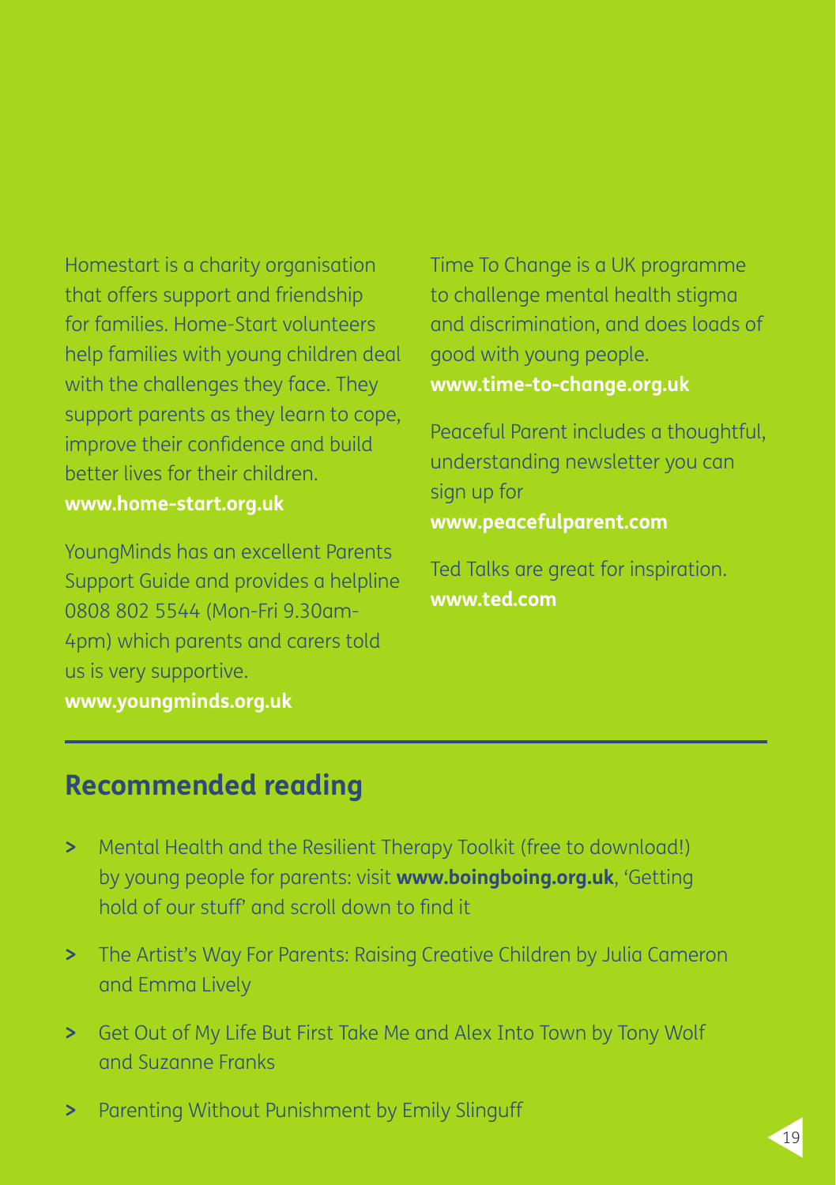Homestart is a charity organisation that offers support and friendship for families. Home-Start volunteers help families with young children deal with the challenges they face. They support parents as they learn to cope, improve their confidence and build better lives for their children.
**www.home-start.org.uk**

YoungMinds has an excellent Parents Support Guide and provides a helpline 0808 802 5544 (Mon-Fri 9.30am-4pm) which parents and carers told us is very supportive.
**www.youngminds.org.uk**

Time To Change is a UK programme to challenge mental health stigma and discrimination, and does loads of good with young people.
**www.time-to-change.org.uk**

Peaceful Parent includes a thoughtful, understanding newsletter you can sign up for
**www.peacefulparent.com**

Ted Talks are great for inspiration.
**www.ted.com**

## Recommended reading

- Mental Health and the Resilient Therapy Toolkit (free to download!) by young people for parents: visit **www.boingboing.org.uk**, 'Getting hold of our stuff' and scroll down to find it
- The Artist's Way For Parents: Raising Creative Children by Julia Cameron and Emma Lively
- Get Out of My Life But First Take Me and Alex Into Town by Tony Wolf and Suzanne Franks
- Parenting Without Punishment by Emily Slinguff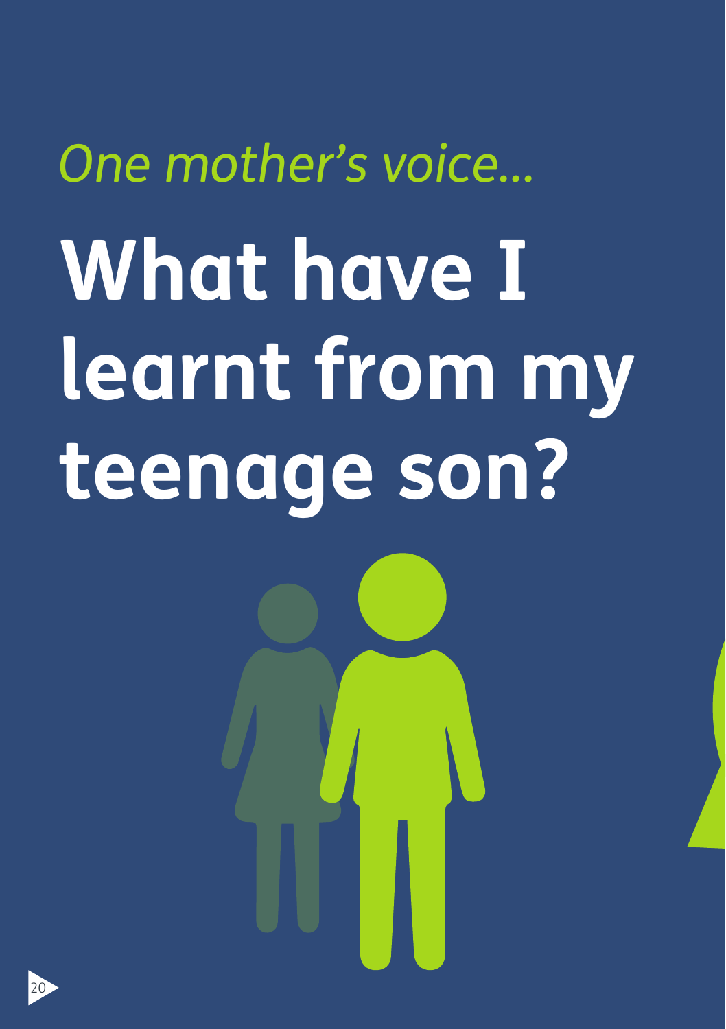*One mother's voice...*

# What have I learnt from my teenage son?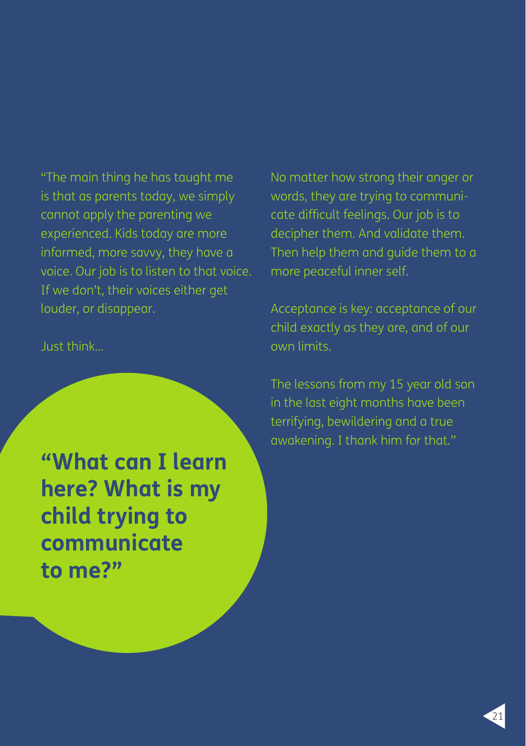"The main thing he has taught me is that as parents today, we simply cannot apply the parenting we experienced. Kids today are more informed, more savvy, they have a voice. Our job is to listen to that voice. If we don't, their voices either get louder, or disappear.

Just think...

**"What can I learn here? What is my child trying to communicate to me?"**

No matter how strong their anger or words, they are trying to communicate difficult feelings. Our job is to decipher them. And validate them. Then help them and guide them to a more peaceful inner self.

Acceptance is key: acceptance of our child exactly as they are, and of our own limits.

The lessons from my 15 year old son in the last eight months have been terrifying, bewildering and a true awakening. I thank him for that."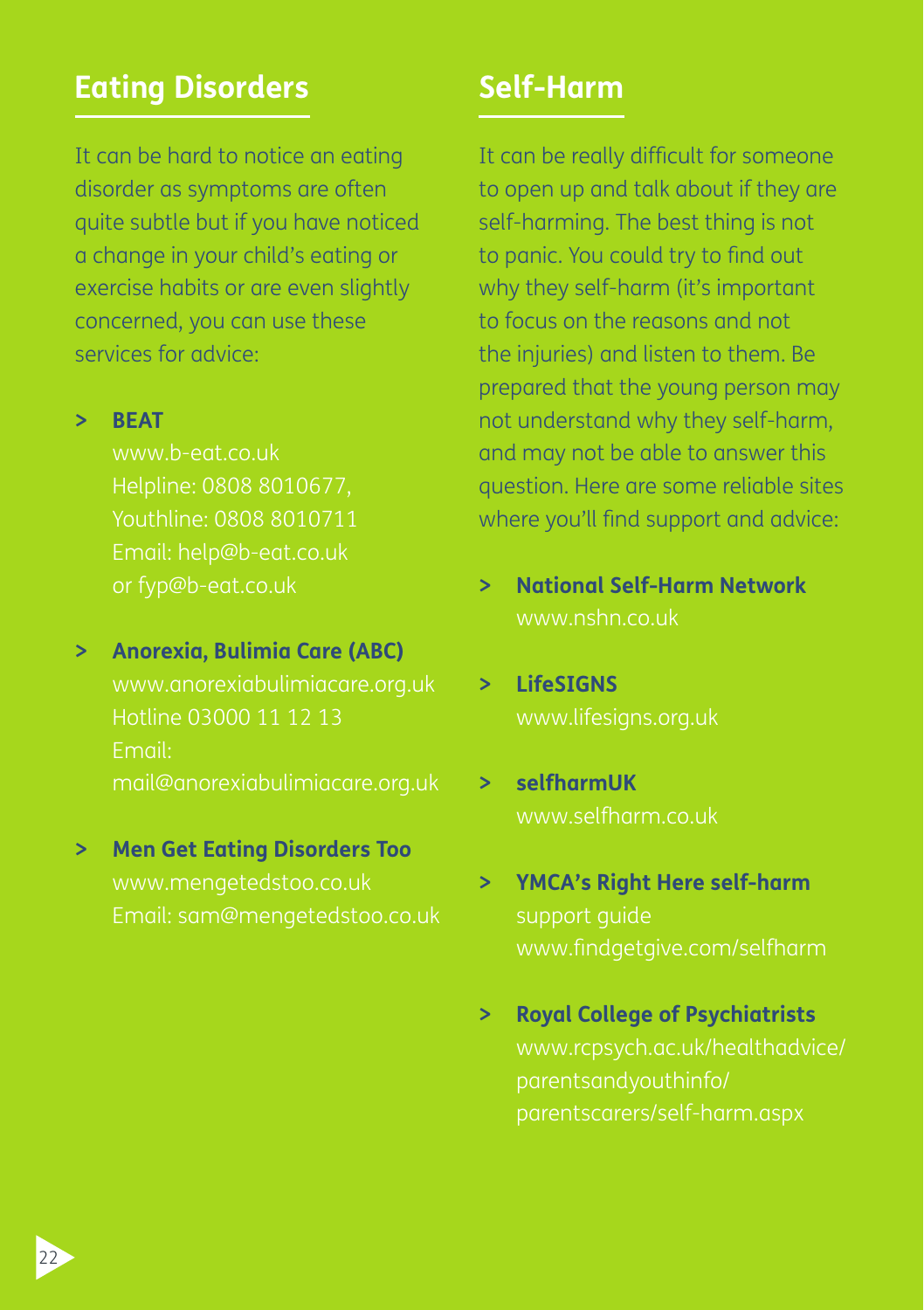## Eating Disorders

It can be hard to notice an eating disorder as symptoms are often quite subtle but if you have noticed a change in your child's eating or exercise habits or are even slightly concerned, you can use these services for advice:

- **BEAT**
  www.b-eat.co.uk
  Helpline: 0808 8010677,
  Youthline: 0808 8010711
  Email: help@b-eat.co.uk
  or fyp@b-eat.co.uk

- **Anorexia, Bulimia Care (ABC)**
  www.anorexiabulimiacare.org.uk
  Hotline 03000 11 12 13
  Email:
  mail@anorexiabulimiacare.org.uk

- **Men Get Eating Disorders Too**
  www.mengetedstoo.co.uk
  Email: sam@mengetedstoo.co.uk

## Self-Harm

It can be really difficult for someone to open up and talk about if they are self-harming. The best thing is not to panic. You could try to find out why they self-harm (it's important to focus on the reasons and not the injuries) and listen to them. Be prepared that the young person may not understand why they self-harm, and may not be able to answer this question. Here are some reliable sites where you'll find support and advice:

- **National Self-Harm Network**
  www.nshn.co.uk

- **LifeSIGNS**
  www.lifesigns.org.uk

- **selfharmUK**
  www.selfharm.co.uk

- **YMCA's Right Here self-harm** support guide
  www.findgetgive.com/selfharm

- **Royal College of Psychiatrists**
  www.rcpsych.ac.uk/healthadvice/parentsandyouthinfo/parentscarers/self-harm.aspx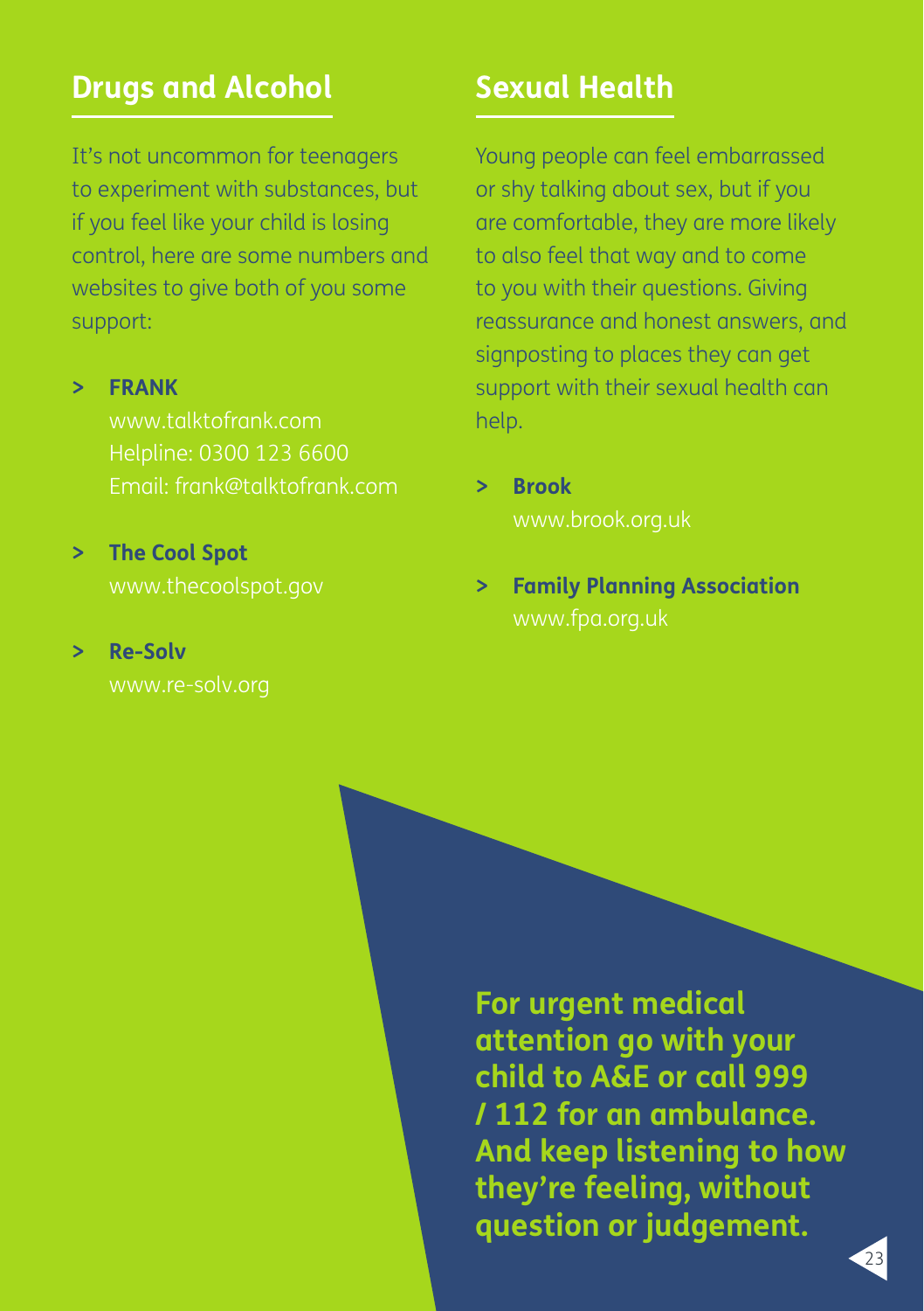## Drugs and Alcohol

It's not uncommon for teenagers to experiment with substances, but if you feel like your child is losing control, here are some numbers and websites to give both of you some support:

- **FRANK**
  www.talktofrank.com
  Helpline: 0300 123 6600
  Email: frank@talktofrank.com
- **The Cool Spot**
  www.thecoolspot.gov
- **Re-Solv**
  www.re-solv.org

## Sexual Health

Young people can feel embarrassed or shy talking about sex, but if you are comfortable, they are more likely to also feel that way and to come to you with their questions. Giving reassurance and honest answers, and signposting to places they can get support with their sexual health can help.

- **Brook**
  www.brook.org.uk
- **Family Planning Association**
  www.fpa.org.uk

**For urgent medical attention go with your child to A&E or call 999 / 112 for an ambulance. And keep listening to how they're feeling, without question or judgement.**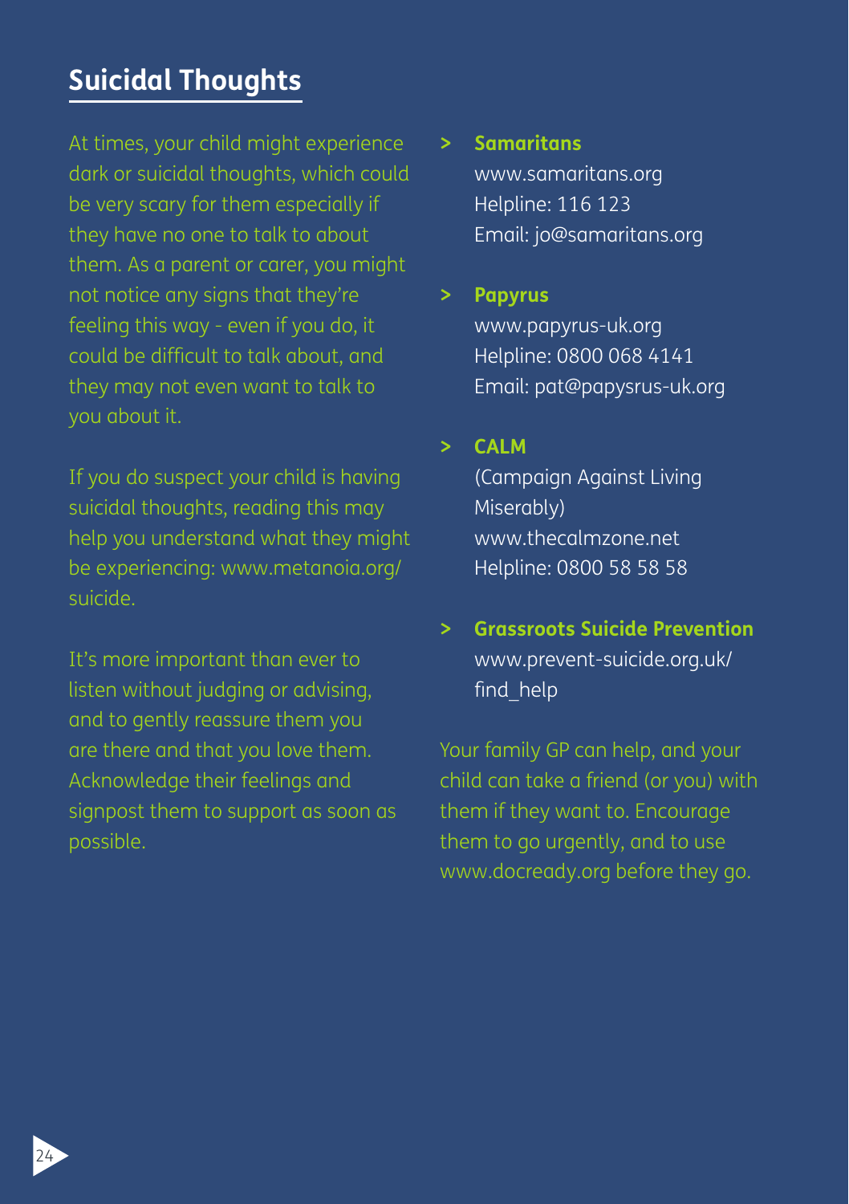## Suicidal Thoughts

At times, your child might experience dark or suicidal thoughts, which could be very scary for them especially if they have no one to talk to about them. As a parent or carer, you might not notice any signs that they're feeling this way - even if you do, it could be difficult to talk about, and they may not even want to talk to you about it.

If you do suspect your child is having suicidal thoughts, reading this may help you understand what they might be experiencing: www.metanoia.org/suicide.

It's more important than ever to listen without judging or advising, and to gently reassure them you are there and that you love them. Acknowledge their feelings and signpost them to support as soon as possible.

- **Samaritans**  
  www.samaritans.org  
  Helpline: 116 123  
  Email: jo@samaritans.org

- **Papyrus**  
  www.papyrus-uk.org  
  Helpline: 0800 068 4141  
  Email: pat@papysrus-uk.org

- **CALM**  
  (Campaign Against Living Miserably)  
  www.thecalmzone.net  
  Helpline: 0800 58 58 58

- **Grassroots Suicide Prevention**  
  www.prevent-suicide.org.uk/find_help

Your family GP can help, and your child can take a friend (or you) with them if they want to. Encourage them to go urgently, and to use www.docready.org before they go.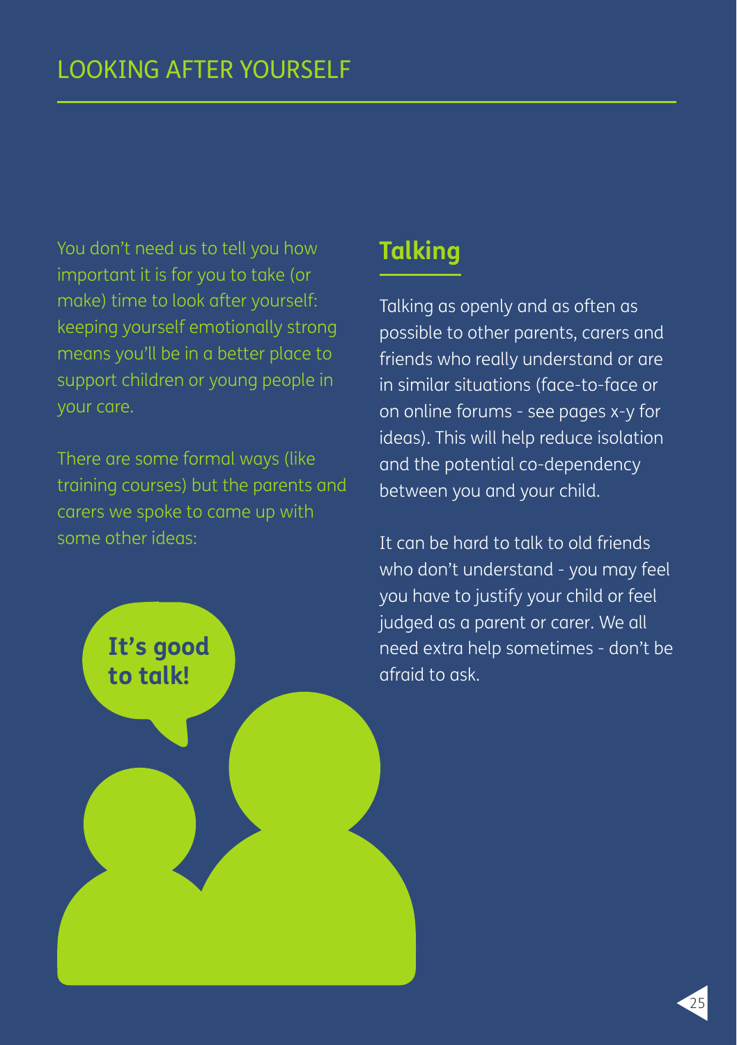# LOOKING AFTER YOURSELF

You don't need us to tell you how important it is for you to take (or make) time to look after yourself: keeping yourself emotionally strong means you'll be in a better place to support children or young people in your care.

There are some formal ways (like training courses) but the parents and carers we spoke to came up with some other ideas:

It's good to talk!

## Talking

Talking as openly and as often as possible to other parents, carers and friends who really understand or are in similar situations (face-to-face or on online forums - see pages x-y for ideas). This will help reduce isolation and the potential co-dependency between you and your child.

It can be hard to talk to old friends who don't understand - you may feel you have to justify your child or feel judged as a parent or carer. We all need extra help sometimes - don't be afraid to ask.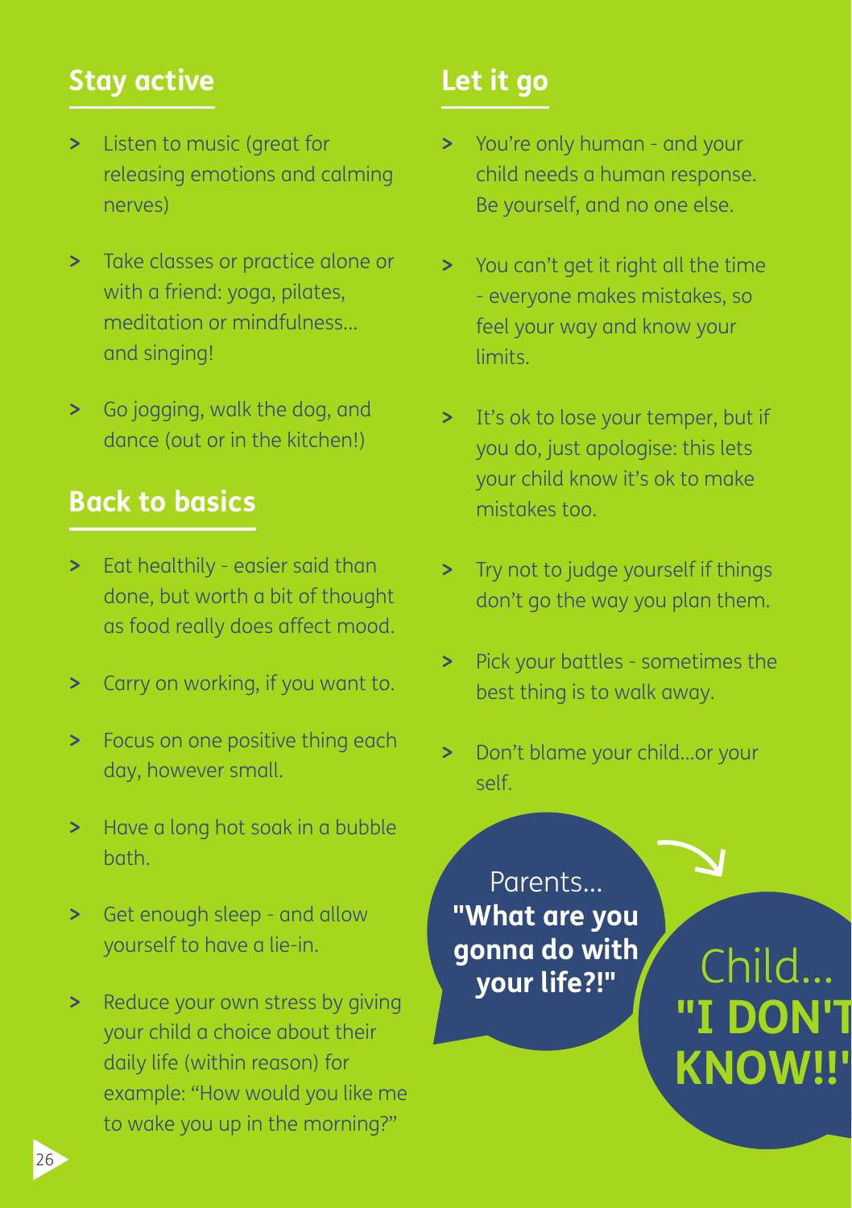## Stay active

- Listen to music (great for releasing emotions and calming nerves)
- Take classes or practice alone or with a friend: yoga, pilates, meditation or mindfulness... and singing!
- Go jogging, walk the dog, and dance (out or in the kitchen!)

## Back to basics

- Eat healthily - easier said than done, but worth a bit of thought as food really does affect mood.
- Carry on working, if you want to.
- Focus on one positive thing each day, however small.
- Have a long hot soak in a bubble bath.
- Get enough sleep - and allow yourself to have a lie-in.
- Reduce your own stress by giving your child a choice about their daily life (within reason) for example: "How would you like me to wake you up in the morning?"

## Let it go

- You're only human - and your child needs a human response. Be yourself, and no one else.
- You can't get it right all the time - everyone makes mistakes, so feel your way and know your limits.
- It's ok to lose your temper, but if you do, just apologise: this lets your child know it's ok to make mistakes too.
- Try not to judge yourself if things don't go the way you plan them.
- Pick your battles - sometimes the best thing is to walk away.
- Don't blame your child...or your self.

Parents... **"What are you gonna do with your life?!"**

Child... **"I DON'T KNOW!!"**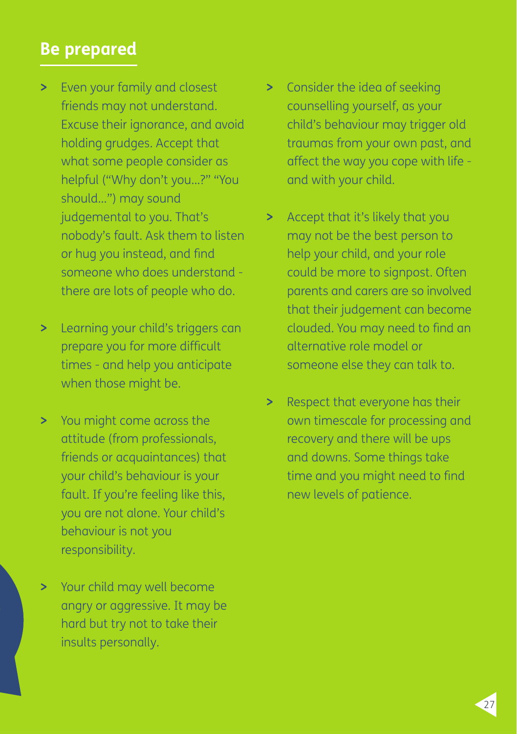## Be prepared

- Even your family and closest friends may not understand. Excuse their ignorance, and avoid holding grudges. Accept that what some people consider as helpful ("Why don't you...?" "You should...") may sound judgemental to you. That's nobody's fault. Ask them to listen or hug you instead, and find someone who does understand - there are lots of people who do.
- Learning your child's triggers can prepare you for more difficult times - and help you anticipate when those might be.
- You might come across the attitude (from professionals, friends or acquaintances) that your child's behaviour is your fault. If you're feeling like this, you are not alone. Your child's behaviour is not you responsibility.
- Your child may well become angry or aggressive. It may be hard but try not to take their insults personally.
- Consider the idea of seeking counselling yourself, as your child's behaviour may trigger old traumas from your own past, and affect the way you cope with life - and with your child.
- Accept that it's likely that you may not be the best person to help your child, and your role could be more to signpost. Often parents and carers are so involved that their judgement can become clouded. You may need to find an alternative role model or someone else they can talk to.
- Respect that everyone has their own timescale for processing and recovery and there will be ups and downs. Some things take time and you might need to find new levels of patience.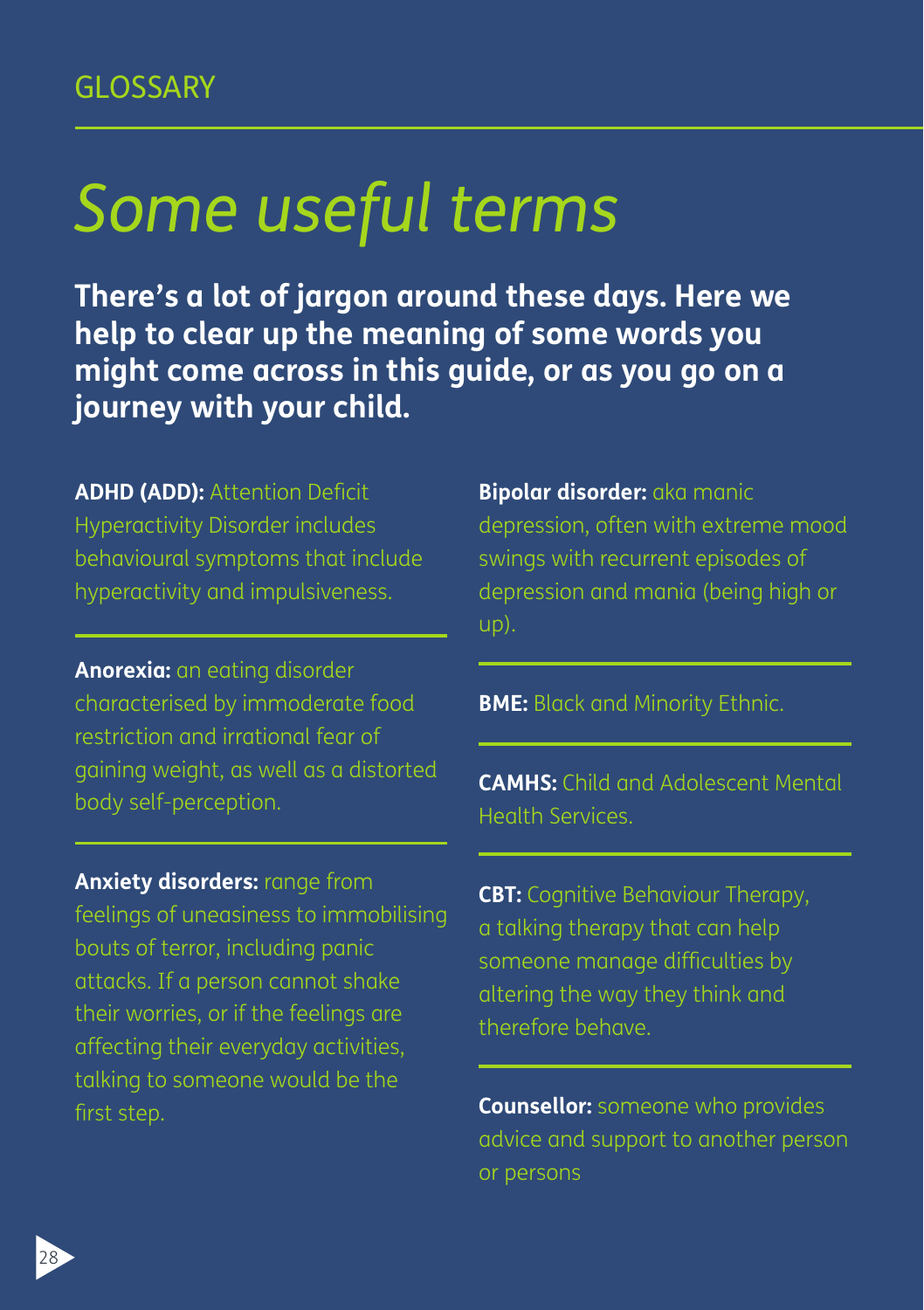GLOSSARY

# *Some useful terms*

**There's a lot of jargon around these days. Here we help to clear up the meaning of some words you might come across in this guide, or as you go on a journey with your child.**

**ADHD (ADD):** Attention Deficit Hyperactivity Disorder includes behavioural symptoms that include hyperactivity and impulsiveness.

**Anorexia:** an eating disorder characterised by immoderate food restriction and irrational fear of gaining weight, as well as a distorted body self-perception.

**Anxiety disorders:** range from feelings of uneasiness to immobilising bouts of terror, including panic attacks. If a person cannot shake their worries, or if the feelings are affecting their everyday activities, talking to someone would be the first step.

**Bipolar disorder:** aka manic depression, often with extreme mood swings with recurrent episodes of depression and mania (being high or up).

**BME:** Black and Minority Ethnic.

**CAMHS:** Child and Adolescent Mental Health Services.

**CBT:** Cognitive Behaviour Therapy, a talking therapy that can help someone manage difficulties by altering the way they think and therefore behave.

**Counsellor:** someone who provides advice and support to another person or persons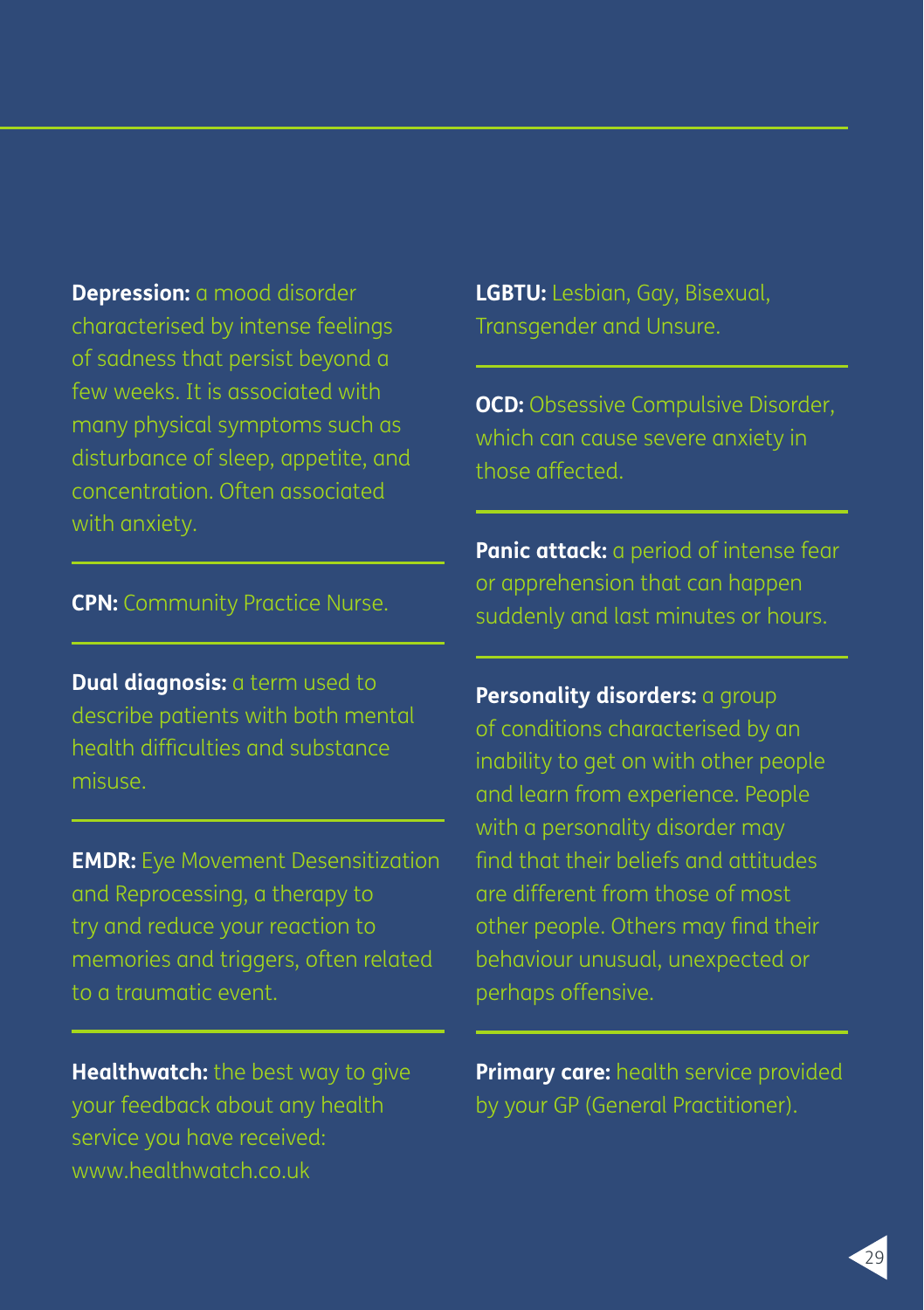**Depression:** a mood disorder characterised by intense feelings of sadness that persist beyond a few weeks. It is associated with many physical symptoms such as disturbance of sleep, appetite, and concentration. Often associated with anxiety.

**CPN:** Community Practice Nurse.

**Dual diagnosis:** a term used to describe patients with both mental health difficulties and substance misuse.

**EMDR:** Eye Movement Desensitization and Reprocessing, a therapy to try and reduce your reaction to memories and triggers, often related to a traumatic event.

**Healthwatch:** the best way to give your feedback about any health service you have received: www.healthwatch.co.uk

**LGBTU:** Lesbian, Gay, Bisexual, Transgender and Unsure.

**OCD:** Obsessive Compulsive Disorder, which can cause severe anxiety in those affected.

**Panic attack:** a period of intense fear or apprehension that can happen suddenly and last minutes or hours.

**Personality disorders:** a group of conditions characterised by an inability to get on with other people and learn from experience. People with a personality disorder may find that their beliefs and attitudes are different from those of most other people. Others may find their behaviour unusual, unexpected or perhaps offensive.

**Primary care:** health service provided by your GP (General Practitioner).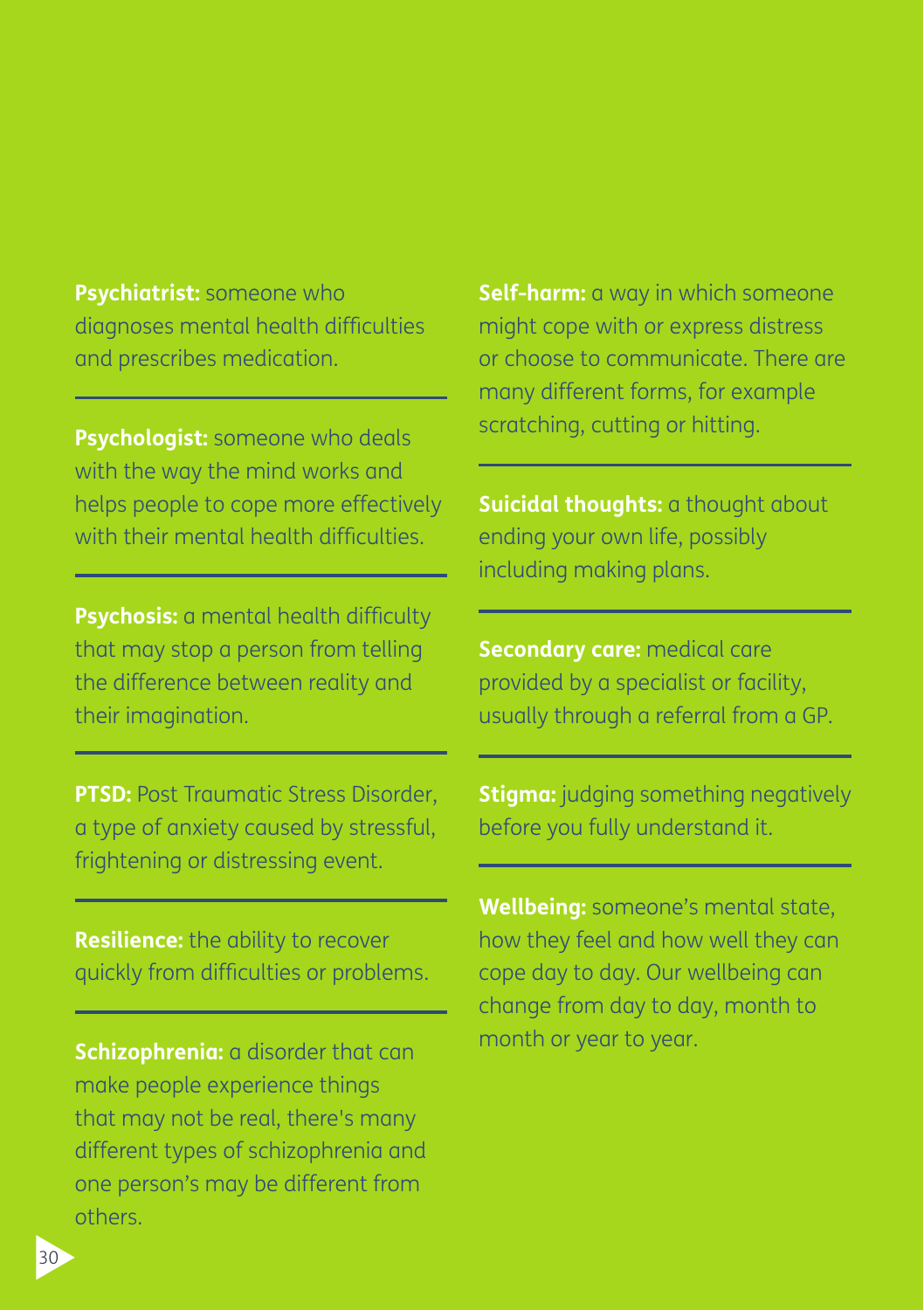**Psychiatrist:** someone who diagnoses mental health difficulties and prescribes medication.

---

**Psychologist:** someone who deals with the way the mind works and helps people to cope more effectively with their mental health difficulties.

---

**Psychosis:** a mental health difficulty that may stop a person from telling the difference between reality and their imagination.

---

**PTSD:** Post Traumatic Stress Disorder, a type of anxiety caused by stressful, frightening or distressing event.

---

**Resilience:** the ability to recover quickly from difficulties or problems.

---

**Schizophrenia:** a disorder that can make people experience things that may not be real, there's many different types of schizophrenia and one person's may be different from others.

---

**Self-harm:** a way in which someone might cope with or express distress or choose to communicate. There are many different forms, for example scratching, cutting or hitting.

---

**Suicidal thoughts:** a thought about ending your own life, possibly including making plans.

---

**Secondary care:** medical care provided by a specialist or facility, usually through a referral from a GP.

---

**Stigma:** judging something negatively before you fully understand it.

---

**Wellbeing:** someone's mental state, how they feel and how well they can cope day to day. Our wellbeing can change from day to day, month to month or year to year.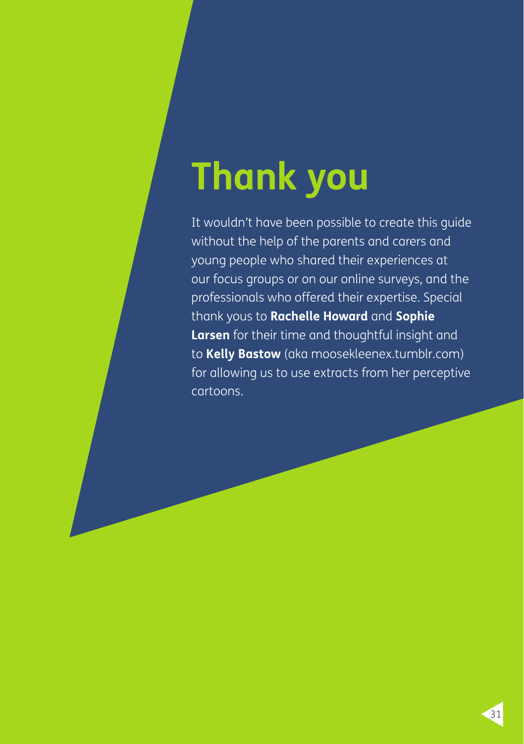# Thank you

It wouldn't have been possible to create this guide without the help of the parents and carers and young people who shared their experiences at our focus groups or on our online surveys, and the professionals who offered their expertise. Special thank yous to **Rachelle Howard** and **Sophie Larsen** for their time and thoughtful insight and to **Kelly Bastow** (aka moosekleenex.tumblr.com) for allowing us to use extracts from her perceptive cartoons.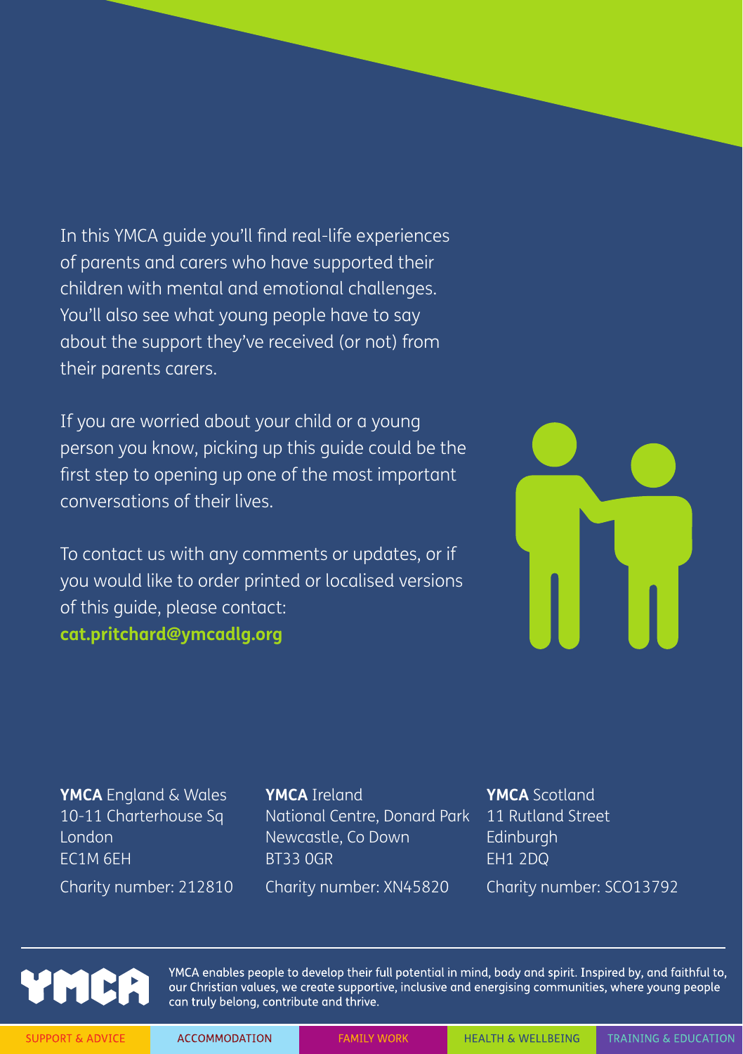In this YMCA guide you'll find real-life experiences of parents and carers who have supported their children with mental and emotional challenges. You'll also see what young people have to say about the support they've received (or not) from their parents carers.

If you are worried about your child or a young person you know, picking up this guide could be the first step to opening up one of the most important conversations of their lives.

To contact us with any comments or updates, or if you would like to order printed or localised versions of this guide, please contact:
**cat.pritchard@ymcadlg.org**

**YMCA** England & Wales
10-11 Charterhouse Sq
London
EC1M 6EH
Charity number: 212810

**YMCA** Ireland
National Centre, Donard Park
Newcastle, Co Down
BT33 0GR
Charity number: XN45820

**YMCA** Scotland
11 Rutland Street
Edinburgh
EH1 2DQ
Charity number: SCO13792

YMCA enables people to develop their full potential in mind, body and spirit. Inspired by, and faithful to, our Christian values, we create supportive, inclusive and energising communities, where young people can truly belong, contribute and thrive.

SUPPORT & ADVICE | ACCOMMODATION | FAMILY WORK | HEALTH & WELLBEING | TRAINING & EDUCATION